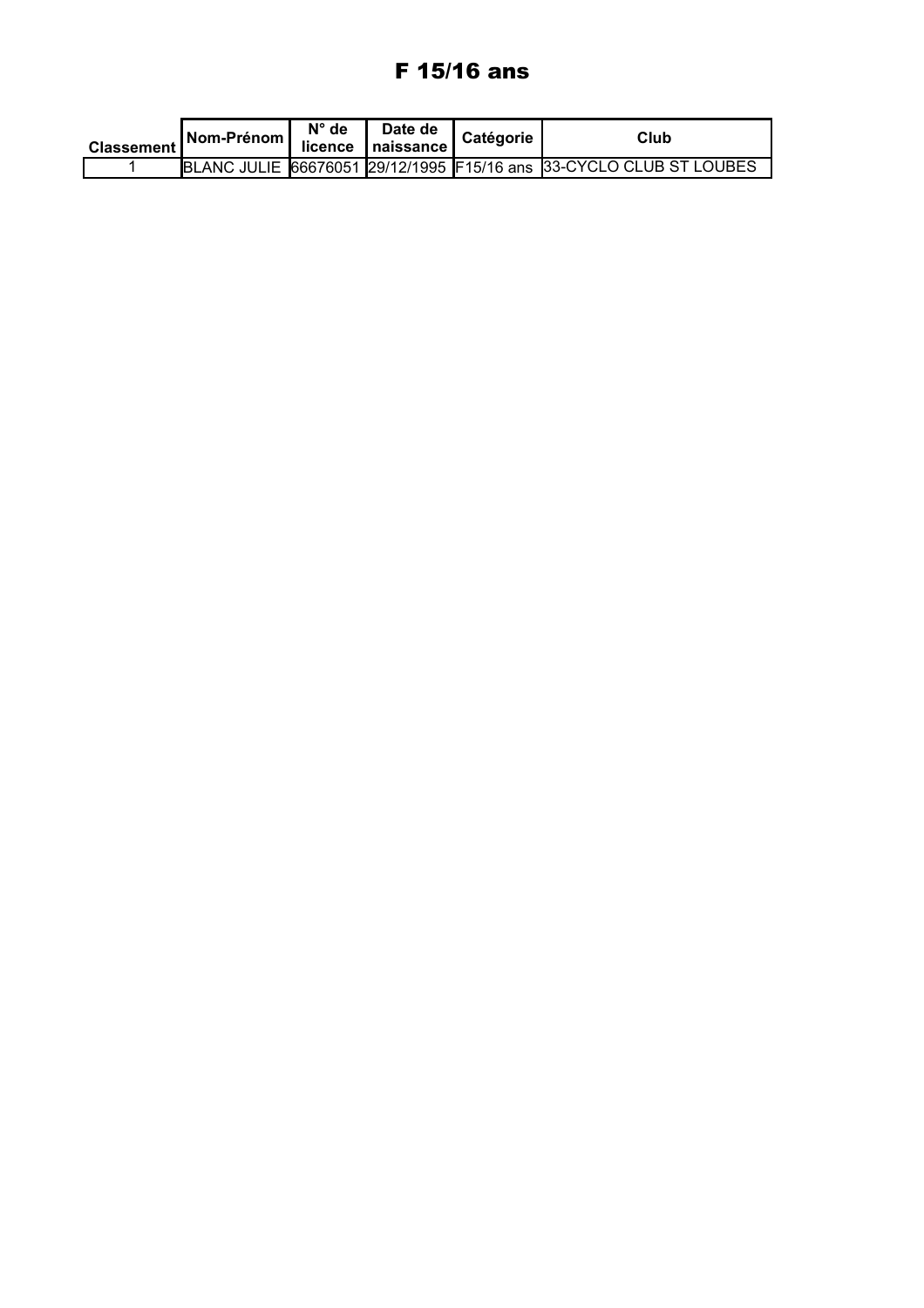# F 15/16 ans

| Classement | Nom-Prénom | N° de licence | Date de naissance | Catégorie | Club |
|---|---|---|---|---|---|
| 1 | BLANC JULIE | 66676051 | 29/12/1995 | F15/16 ans | 33-CYCLO CLUB ST LOUBES |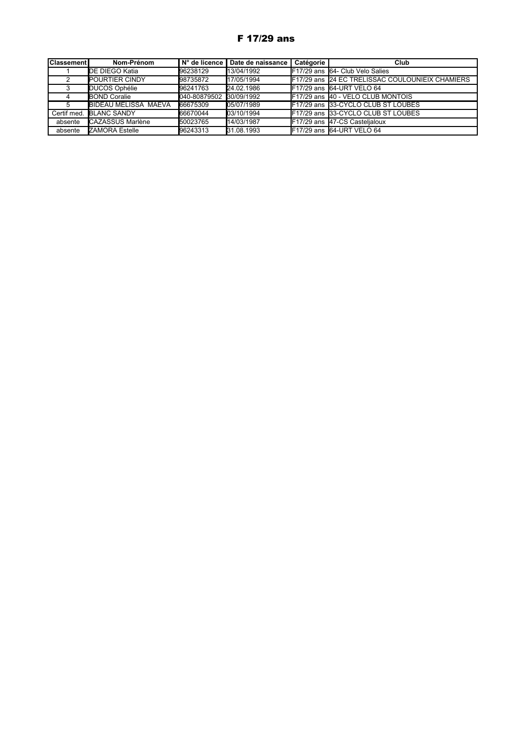# F 17/29 ans

| Classement | Nom-Prénom | N° de licence | Date de naissance | Catégorie | Club |
|---|---|---|---|---|---|
| 1 | DE DIEGO Katia | 96238129 | 13/04/1992 | F17/29 ans | 64- Club Velo Salies |
| 2 | POURTIER CINDY | 98735872 | 17/05/1994 | F17/29 ans | 24 EC TRELISSAC COULOUNIEIX CHAMIERS |
| 3 | DUCOS Ophélie | 96241763 | 24.02.1986 | F17/29 ans | 64-URT VELO 64 |
| 4 | BOND Coralie | 040-80879502 | 30/09/1992 | F17/29 ans | 40 - VELO CLUB MONTOIS |
| 5 | BIDEAU MELISSA MAEVA | 66675309 | 05/07/1989 | F17/29 ans | 33-CYCLO CLUB ST LOUBES |
| Certif med. | BLANC SANDY | 66670044 | 03/10/1994 | F17/29 ans | 33-CYCLO CLUB ST LOUBES |
| absente | CAZASSUS Marlène | 50023765 | 14/03/1987 | F17/29 ans | 47-CS Casteljaloux |
| absente | ZAMORA Estelle | 96243313 | 31.08.1993 | F17/29 ans | 64-URT VELO 64 |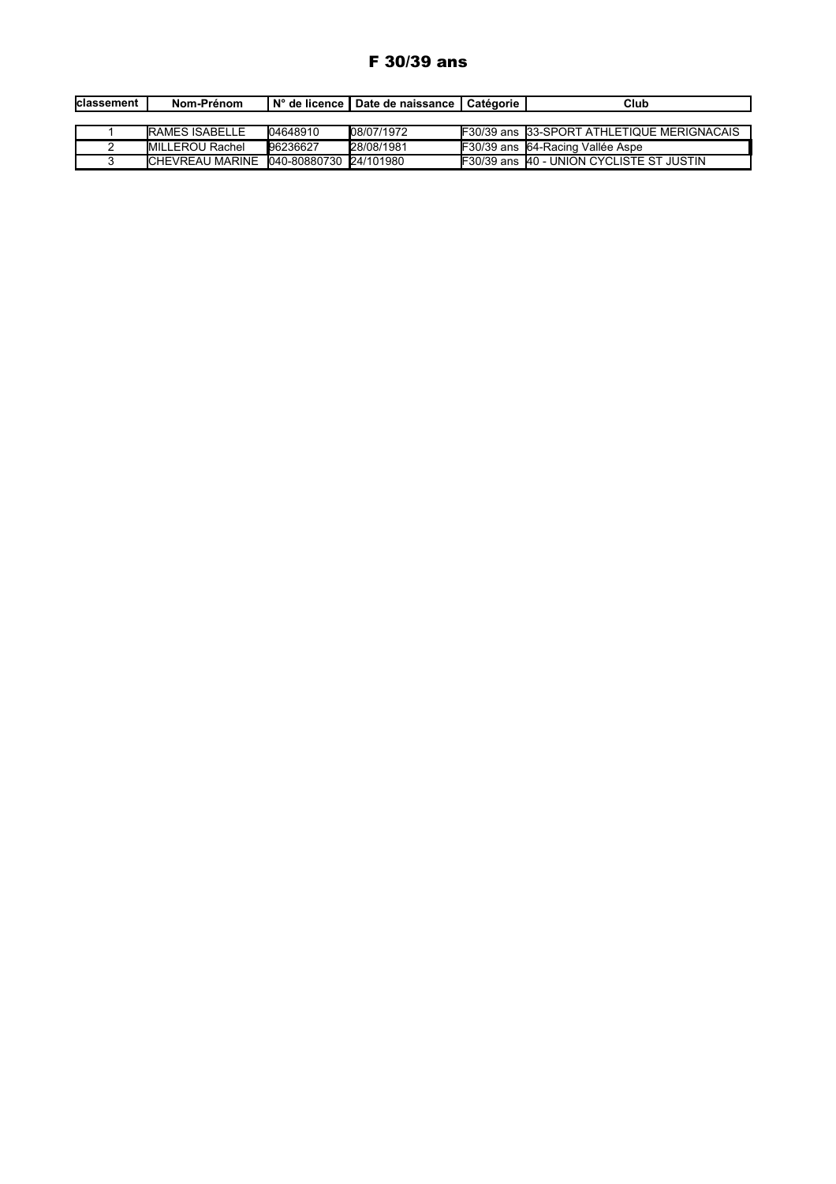# F 30/39 ans

| classement | Nom-Prénom | N° de licence | Date de naissance | Catégorie | Club |
|---|---|---|---|---|---|
| 1 | RAMES ISABELLE | 04648910 | 08/07/1972 | F30/39 ans | 33-SPORT ATHLETIQUE MERIGNACAIS |
| 2 | MILLEROU Rachel | 96236627 | 28/08/1981 | F30/39 ans | 64-Racing Vallée Aspe |
| 3 | CHEVREAU MARINE | 040-80880730 | 24/101980 | F30/39 ans | 40 - UNION CYCLISTE ST JUSTIN |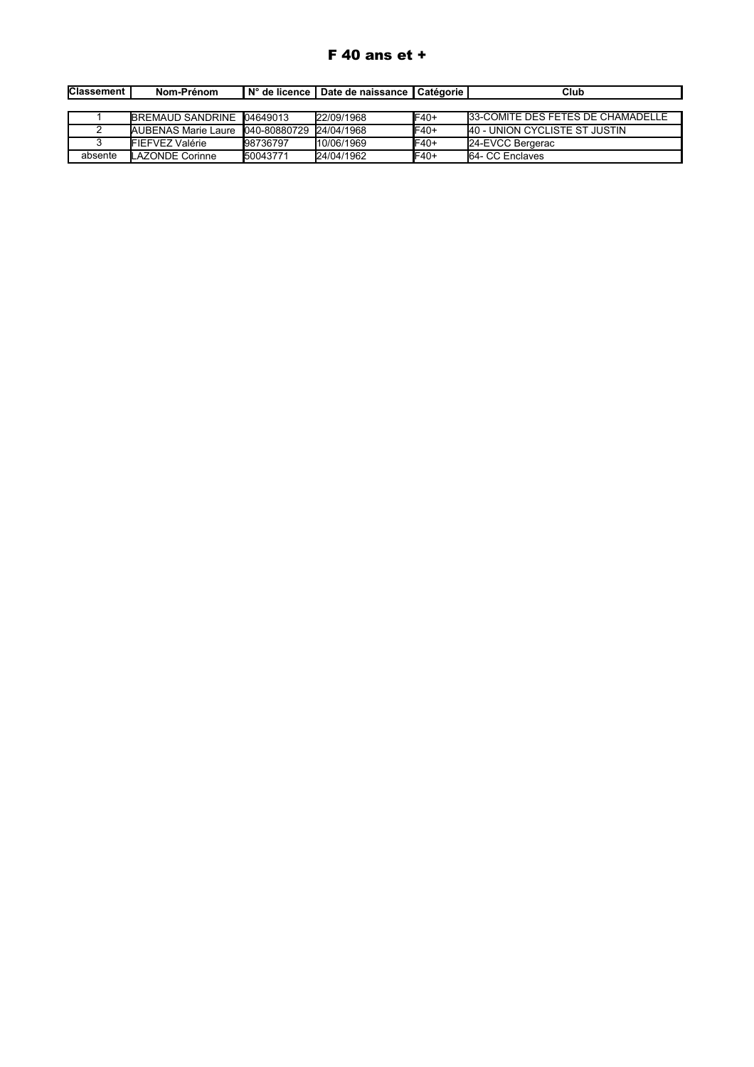# F 40 ans et +

| Classement | Nom-Prénom | N° de licence | Date de naissance | Catégorie | Club |
|---|---|---|---|---|---|
| 1 | BREMAUD SANDRINE | 04649013 | 22/09/1968 | F40+ | 33-COMITE DES FETES DE CHAMADELLE |
| 2 | AUBENAS Marie Laure | 040-80880729 | 24/04/1968 | F40+ | 40 - UNION CYCLISTE ST JUSTIN |
| 3 | FIEFVEZ Valérie | 98736797 | 10/06/1969 | F40+ | 24-EVCC Bergerac |
| absente | LAZONDE Corinne | 50043771 | 24/04/1962 | F40+ | 64- CC Enclaves |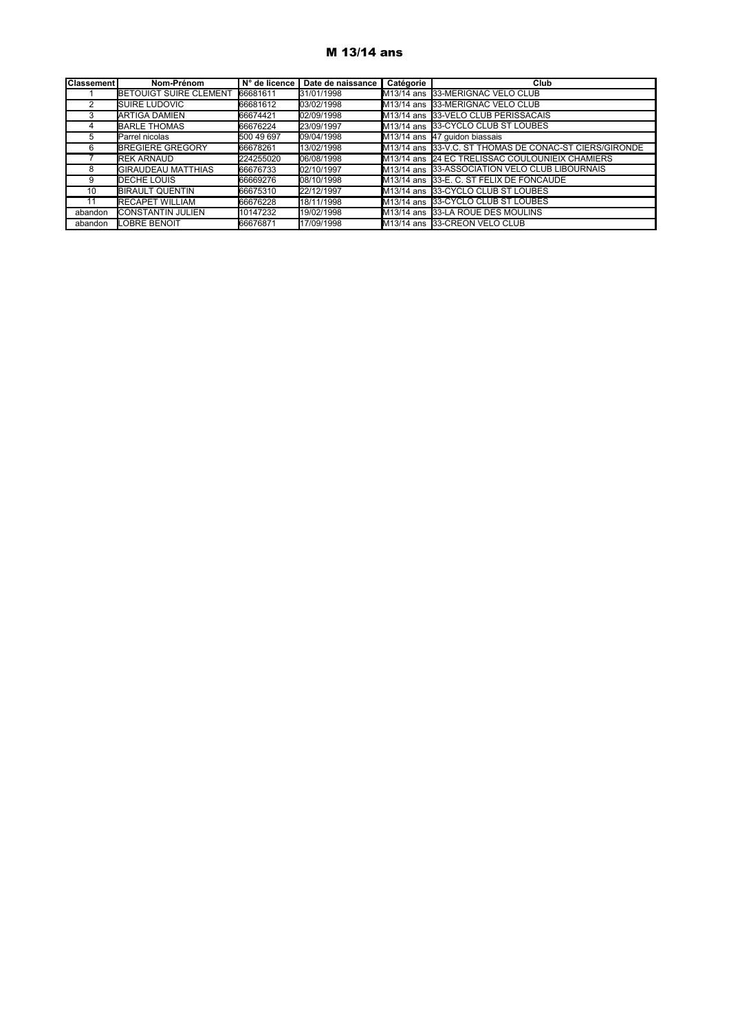# M 13/14 ans

| Classement | Nom-Prénom | N° de licence | Date de naissance | Catégorie | Club |
|---|---|---|---|---|---|
| 1 | BETOUIGT SUIRE CLEMENT | 66681611 | 31/01/1998 | M13/14 ans | 33-MERIGNAC VELO CLUB |
| 2 | SUIRE LUDOVIC | 66681612 | 03/02/1998 | M13/14 ans | 33-MERIGNAC VELO CLUB |
| 3 | ARTIGA DAMIEN | 66674421 | 02/09/1998 | M13/14 ans | 33-VELO CLUB PERISSACAIS |
| 4 | BARLE THOMAS | 66676224 | 23/09/1997 | M13/14 ans | 33-CYCLO CLUB ST LOUBES |
| 5 | Parrel nicolas | 500 49 697 | 09/04/1998 | M13/14 ans | 47 guidon biassais |
| 6 | BREGIERE GREGORY | 66678261 | 13/02/1998 | M13/14 ans | 33-V.C. ST THOMAS DE CONAC-ST CIERS/GIRONDE |
| 7 | REK ARNAUD | 224255020 | 06/08/1998 | M13/14 ans | 24 EC TRELISSAC COULOUNIEIX CHAMIERS |
| 8 | GIRAUDEAU MATTHIAS | 66676733 | 02/10/1997 | M13/14 ans | 33-ASSOCIATION VELO CLUB LIBOURNAIS |
| 9 | DECHE LOUIS | 66669276 | 08/10/1998 | M13/14 ans | 33-E. C. ST FELIX DE FONCAUDE |
| 10 | BIRAULT QUENTIN | 66675310 | 22/12/1997 | M13/14 ans | 33-CYCLO CLUB ST LOUBES |
| 11 | RECAPET WILLIAM | 66676228 | 18/11/1998 | M13/14 ans | 33-CYCLO CLUB ST LOUBES |
| abandon | CONSTANTIN JULIEN | 10147232 | 19/02/1998 | M13/14 ans | 33-LA ROUE DES MOULINS |
| abandon | LOBRE BENOIT | 66676871 | 17/09/1998 | M13/14 ans | 33-CREON VELO CLUB |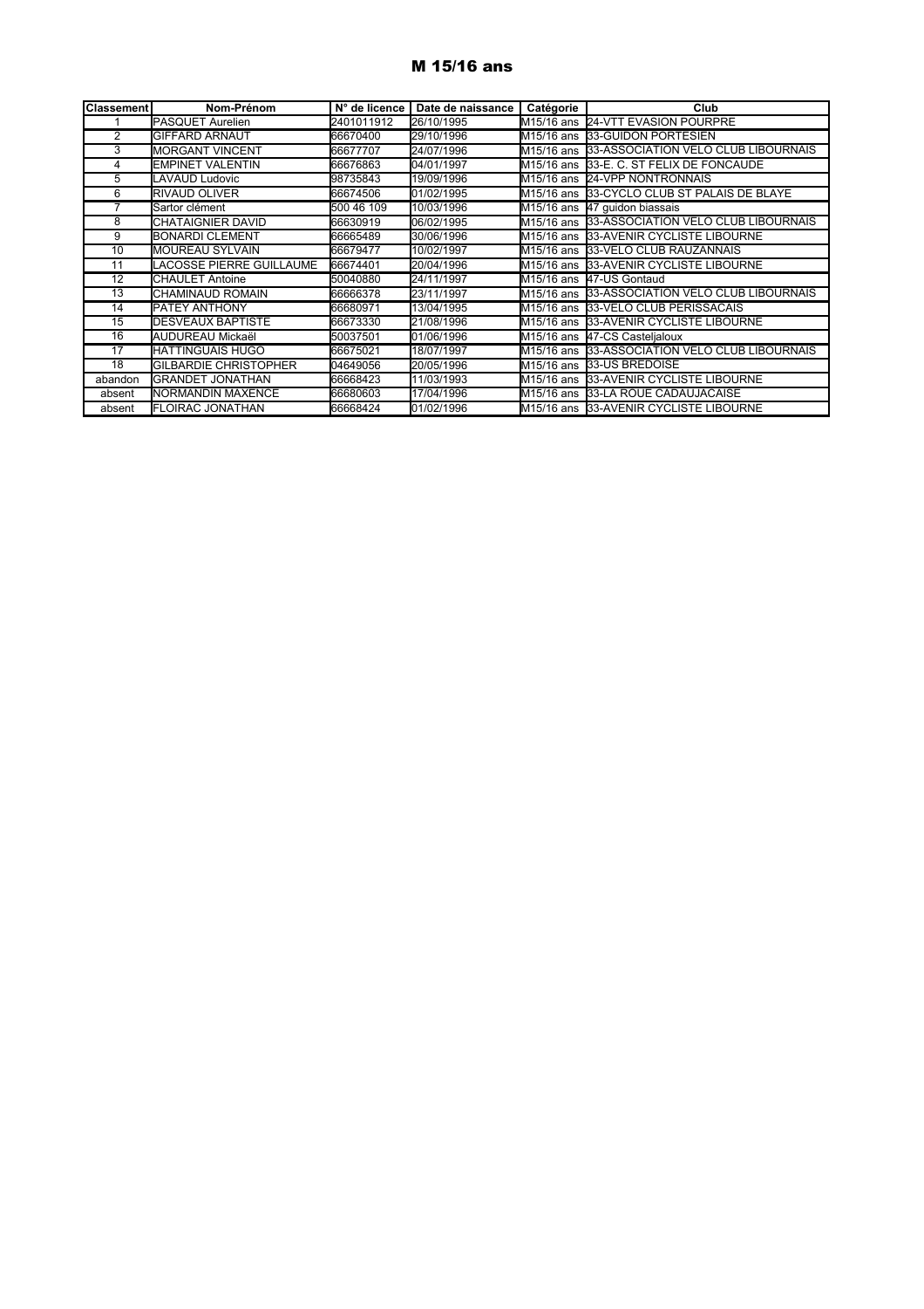# M 15/16 ans

| Classement | Nom-Prénom | N° de licence | Date de naissance | Catégorie | Club |
|---|---|---|---|---|---|
| 1 | PASQUET Aurelien | 2401011912 | 26/10/1995 | M15/16 ans | 24-VTT EVASION POURPRE |
| 2 | GIFFARD ARNAUT | 66670400 | 29/10/1996 | M15/16 ans | 33-GUIDON PORTESIEN |
| 3 | MORGANT VINCENT | 66677707 | 24/07/1996 | M15/16 ans | 33-ASSOCIATION VELO CLUB LIBOURNAIS |
| 4 | EMPINET VALENTIN | 66676863 | 04/01/1997 | M15/16 ans | 33-E. C. ST FELIX DE FONCAUDE |
| 5 | LAVAUD Ludovic | 98735843 | 19/09/1996 | M15/16 ans | 24-VPP NONTRONNAIS |
| 6 | RIVAUD OLIVER | 66674506 | 01/02/1995 | M15/16 ans | 33-CYCLO CLUB ST PALAIS DE BLAYE |
| 7 | Sartor clément | 500 46 109 | 10/03/1996 | M15/16 ans | 47 guidon biassais |
| 8 | CHATAIGNIER DAVID | 66630919 | 06/02/1995 | M15/16 ans | 33-ASSOCIATION VELO CLUB LIBOURNAIS |
| 9 | BONARDI CLEMENT | 66665489 | 30/06/1996 | M15/16 ans | 33-AVENIR CYCLISTE LIBOURNE |
| 10 | MOUREAU SYLVAIN | 66679477 | 10/02/1997 | M15/16 ans | 33-VELO CLUB RAUZANNAIS |
| 11 | LACOSSE PIERRE GUILLAUME | 66674401 | 20/04/1996 | M15/16 ans | 33-AVENIR CYCLISTE LIBOURNE |
| 12 | CHAULET Antoine | 50040880 | 24/11/1997 | M15/16 ans | 47-US Gontaud |
| 13 | CHAMINAUD ROMAIN | 66666378 | 23/11/1997 | M15/16 ans | 33-ASSOCIATION VELO CLUB LIBOURNAIS |
| 14 | PATEY ANTHONY | 66680971 | 13/04/1995 | M15/16 ans | 33-VELO CLUB PERISSACAIS |
| 15 | DESVEAUX BAPTISTE | 66673330 | 21/08/1996 | M15/16 ans | 33-AVENIR CYCLISTE LIBOURNE |
| 16 | AUDUREAU Mickaël | 50037501 | 01/06/1996 | M15/16 ans | 47-CS Casteljaloux |
| 17 | HATTINGUAIS HUGO | 66675021 | 18/07/1997 | M15/16 ans | 33-ASSOCIATION VELO CLUB LIBOURNAIS |
| 18 | GILBARDIE CHRISTOPHER | 04649056 | 20/05/1996 | M15/16 ans | 33-US BREDOISE |
| abandon | GRANDET JONATHAN | 66668423 | 11/03/1993 | M15/16 ans | 33-AVENIR CYCLISTE LIBOURNE |
| absent | NORMANDIN MAXENCE | 66680603 | 17/04/1996 | M15/16 ans | 33-LA ROUE CADAUJACAISE |
| absent | FLOIRAC JONATHAN | 66668424 | 01/02/1996 | M15/16 ans | 33-AVENIR CYCLISTE LIBOURNE |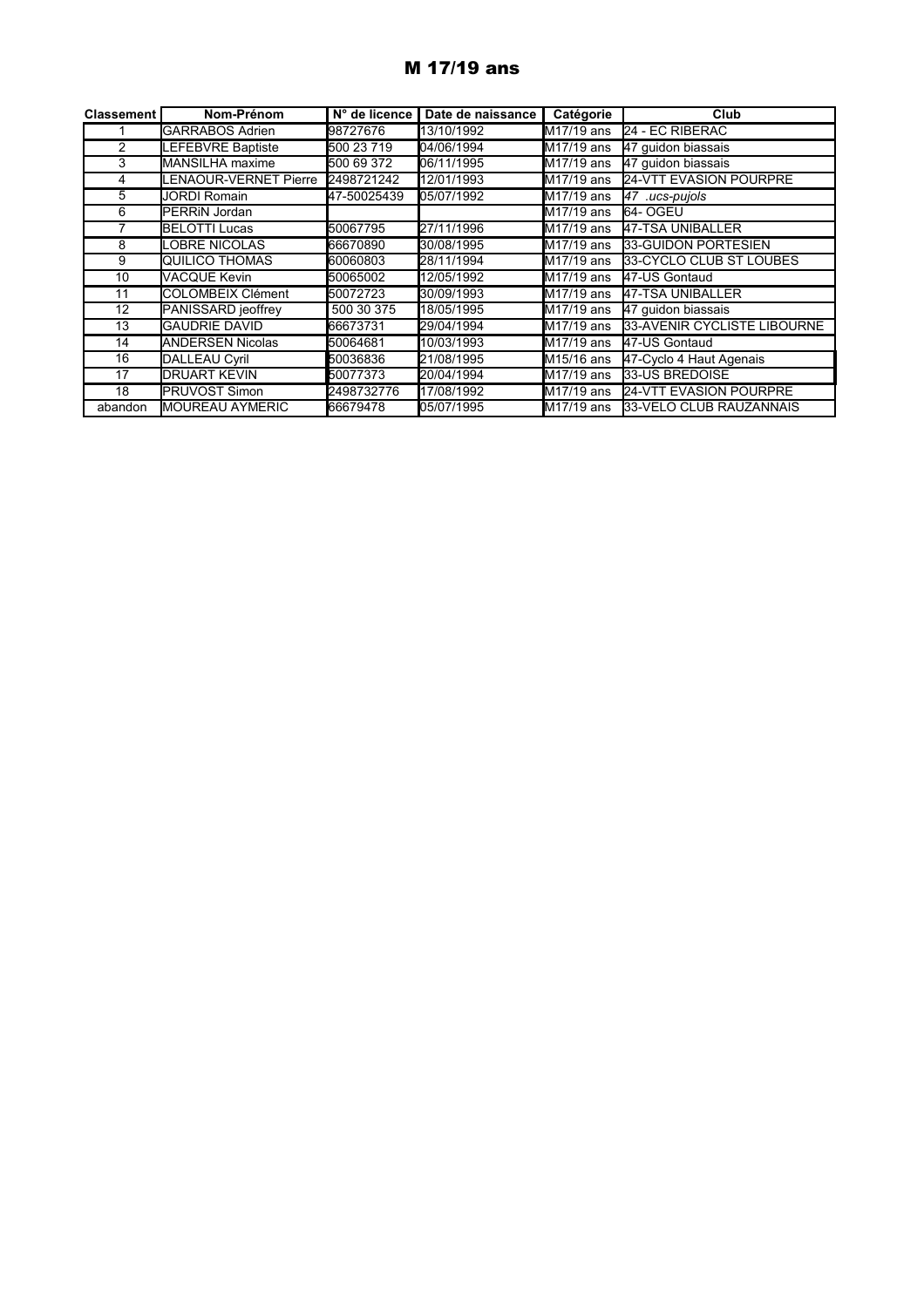# M 17/19 ans

| Classement | Nom-Prénom | N° de licence | Date de naissance | Catégorie | Club |
|---|---|---|---|---|---|
| 1 | GARRABOS Adrien | 98727676 | 13/10/1992 | M17/19 ans | 24 - EC RIBERAC |
| 2 | LEFEBVRE Baptiste | 500 23 719 | 04/06/1994 | M17/19 ans | 47 guidon biassais |
| 3 | MANSILHA maxime | 500 69 372 | 06/11/1995 | M17/19 ans | 47 guidon biassais |
| 4 | LENAOUR-VERNET Pierre | 2498721242 | 12/01/1993 | M17/19 ans | 24-VTT EVASION POURPRE |
| 5 | JORDI Romain | 47-50025439 | 05/07/1992 | M17/19 ans | *47 .ucs-pujols* |
| 6 | PERRiN Jordan | | | M17/19 ans | 64- OGEU |
| 7 | BELOTTI Lucas | 50067795 | 27/11/1996 | M17/19 ans | 47-TSA UNIBALLER |
| 8 | LOBRE NICOLAS | 66670890 | 30/08/1995 | M17/19 ans | 33-GUIDON PORTESIEN |
| 9 | QUILICO THOMAS | 60060803 | 28/11/1994 | M17/19 ans | 33-CYCLO CLUB ST LOUBES |
| 10 | VACQUE Kevin | 50065002 | 12/05/1992 | M17/19 ans | 47-US Gontaud |
| 11 | COLOMBEIX Clément | 50072723 | 30/09/1993 | M17/19 ans | 47-TSA UNIBALLER |
| 12 | PANISSARD jeoffrey | 500 30 375 | 18/05/1995 | M17/19 ans | 47 guidon biassais |
| 13 | GAUDRIE DAVID | 66673731 | 29/04/1994 | M17/19 ans | 33-AVENIR CYCLISTE LIBOURNE |
| 14 | ANDERSEN Nicolas | 50064681 | 10/03/1993 | M17/19 ans | 47-US Gontaud |
| 16 | DALLEAU Cyril | 50036836 | 21/08/1995 | M15/16 ans | 47-Cyclo 4 Haut Agenais |
| 17 | DRUART KEVIN | 50077373 | 20/04/1994 | M17/19 ans | 33-US BREDOISE |
| 18 | PRUVOST Simon | 2498732776 | 17/08/1992 | M17/19 ans | 24-VTT EVASION POURPRE |
| abandon | MOUREAU AYMERIC | 66679478 | 05/07/1995 | M17/19 ans | 33-VELO CLUB RAUZANNAIS |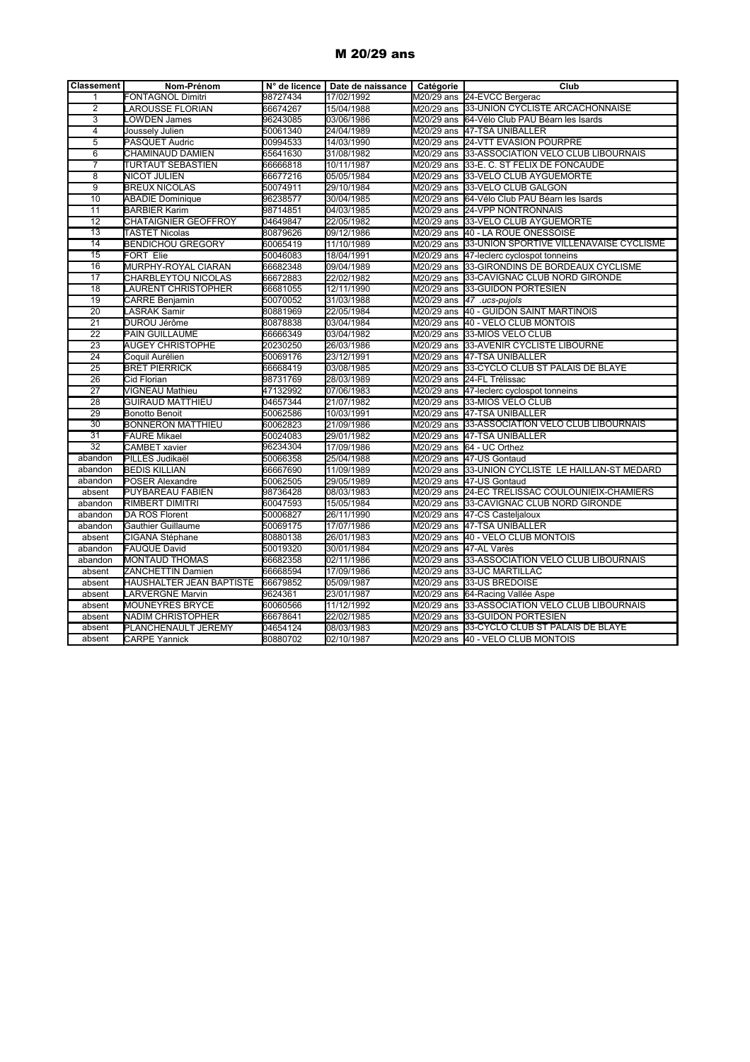# M 20/29 ans

| Classement | Nom-Prénom | N° de licence | Date de naissance | Catégorie | Club |
|---|---|---|---|---|---|
| 1 | FONTAGNOL Dimitri | 98727434 | 17/02/1992 | M20/29 ans | 24-EVCC Bergerac |
| 2 | LAROUSSE FLORIAN | 66674267 | 15/04/1988 | M20/29 ans | 33-UNION CYCLISTE ARCACHONNAISE |
| 3 | LOWDEN James | 96243085 | 03/06/1986 | M20/29 ans | 64-Vélo Club PAU Béarn les Isards |
| 4 | Joussely Julien | 50061340 | 24/04/1989 | M20/29 ans | 47-TSA UNIBALLER |
| 5 | PASQUET Audric | 00994533 | 14/03/1990 | M20/29 ans | 24-VTT EVASION POURPRE |
| 6 | CHAMINAUD DAMIEN | 65641630 | 31/08/1982 | M20/29 ans | 33-ASSOCIATION VELO CLUB LIBOURNAIS |
| 7 | TURTAUT SEBASTIEN | 66666818 | 10/11/1987 | M20/29 ans | 33-E. C. ST FELIX DE FONCAUDE |
| 8 | NICOT JULIEN | 66677216 | 05/05/1984 | M20/29 ans | 33-VELO CLUB AYGUEMORTE |
| 9 | BREUX NICOLAS | 50074911 | 29/10/1984 | M20/29 ans | 33-VELO CLUB GALGON |
| 10 | ABADIE Dominique | 96238577 | 30/04/1985 | M20/29 ans | 64-Vélo Club PAU Béarn les Isards |
| 11 | BARBIER Karim | 98714851 | 04/03/1985 | M20/29 ans | 24-VPP NONTRONNAIS |
| 12 | CHATAIGNIER GEOFFROY | 04649847 | 22/05/1982 | M20/29 ans | 33-VELO CLUB AYGUEMORTE |
| 13 | TASTET Nicolas | 80879626 | 09/12/1986 | M20/29 ans | 40 - LA ROUE ONESSOISE |
| 14 | BENDICHOU GREGORY | 60065419 | 11/10/1989 | M20/29 ans | 33-UNION SPORTIVE VILLENAVAISE CYCLISME |
| 15 | FORT Elie | 50046083 | 18/04/1991 | M20/29 ans | 47-leclerc cyclospot tonneins |
| 16 | MURPHY-ROYAL CIARAN | 66682348 | 09/04/1989 | M20/29 ans | 33-GIRONDINS DE BORDEAUX CYCLISME |
| 17 | CHARBLEYTOU NICOLAS | 66672883 | 22/02/1982 | M20/29 ans | 33-CAVIGNAC CLUB NORD GIRONDE |
| 18 | LAURENT CHRISTOPHER | 66681055 | 12/11/1990 | M20/29 ans | 33-GUIDON PORTESIEN |
| 19 | CARRE Benjamin | 50070052 | 31/03/1988 | M20/29 ans | 47 .ucs-pujols |
| 20 | LASRAK Samir | 80881969 | 22/05/1984 | M20/29 ans | 40 - GUIDON SAINT MARTINOIS |
| 21 | DUROU Jérôme | 80878838 | 03/04/1984 | M20/29 ans | 40 - VELO CLUB MONTOIS |
| 22 | PAIN GUILLAUME | 66666349 | 03/04/1982 | M20/29 ans | 33-MIOS VELO CLUB |
| 23 | AUGEY CHRISTOPHE | 20230250 | 26/03/1986 | M20/29 ans | 33-AVENIR CYCLISTE LIBOURNE |
| 24 | Coquil Aurélien | 50069176 | 23/12/1991 | M20/29 ans | 47-TSA UNIBALLER |
| 25 | BRET PIERRICK | 66668419 | 03/08/1985 | M20/29 ans | 33-CYCLO CLUB ST PALAIS DE BLAYE |
| 26 | Cid Florian | 98731769 | 28/03/1989 | M20/29 ans | 24-FL Trélissac |
| 27 | VIGNEAU Mathieu | 47132992 | 07/06/1983 | M20/29 ans | 47-leclerc cyclospot tonneins |
| 28 | GUIRAUD MATTHIEU | 04657344 | 21/07/1982 | M20/29 ans | 33-MIOS VELO CLUB |
| 29 | Bonotto Benoit | 50062586 | 10/03/1991 | M20/29 ans | 47-TSA UNIBALLER |
| 30 | BONNERON MATTHIEU | 60062823 | 21/09/1986 | M20/29 ans | 33-ASSOCIATION VELO CLUB LIBOURNAIS |
| 31 | FAURE Mikael | 50024083 | 29/01/1982 | M20/29 ans | 47-TSA UNIBALLER |
| 32 | CAMBET xavier | 96234304 | 17/09/1986 | M20/29 ans | 64 - UC Orthez |
| abandon | PILLES Judikaël | 50066358 | 25/04/1988 | M20/29 ans | 47-US Gontaud |
| abandon | BEDIS KILLIAN | 66667690 | 11/09/1989 | M20/29 ans | 33-UNION CYCLISTE LE HAILLAN-ST MEDARD |
| abandon | POSER Alexandre | 50062505 | 29/05/1989 | M20/29 ans | 47-US Gontaud |
| absent | PUYBAREAU FABIEN | 98736428 | 08/03/1983 | M20/29 ans | 24-EC TRELISSAC COULOUNIEIX-CHAMIERS |
| abandon | RIMBERT DIMITRI | 60047593 | 15/05/1984 | M20/29 ans | 33-CAVIGNAC CLUB NORD GIRONDE |
| abandon | DA ROS Florent | 50006827 | 26/11/1990 | M20/29 ans | 47-CS Casteljaloux |
| abandon | Gauthier Guillaume | 50069175 | 17/07/1986 | M20/29 ans | 47-TSA UNIBALLER |
| absent | CIGANA Stéphane | 80880138 | 26/01/1983 | M20/29 ans | 40 - VELO CLUB MONTOIS |
| abandon | FAUQUE David | 50019320 | 30/01/1984 | M20/29 ans | 47-AL Varès |
| abandon | MONTAUD THOMAS | 66682358 | 02/11/1986 | M20/29 ans | 33-ASSOCIATION VELO CLUB LIBOURNAIS |
| absent | ZANCHETTIN Damien | 66668594 | 17/09/1986 | M20/29 ans | 33-UC MARTILLAC |
| absent | HAUSHALTER JEAN BAPTISTE | 66679852 | 05/09/1987 | M20/29 ans | 33-US BREDOISE |
| absent | LARVERGNE Marvin | 9624361 | 23/01/1987 | M20/29 ans | 64-Racing Vallée Aspe |
| absent | MOUNEYRES BRYCE | 60060566 | 11/12/1992 | M20/29 ans | 33-ASSOCIATION VELO CLUB LIBOURNAIS |
| absent | NADIM CHRISTOPHER | 66678641 | 22/02/1985 | M20/29 ans | 33-GUIDON PORTESIEN |
| absent | PLANCHENAULT JEREMY | 04654124 | 08/03/1983 | M20/29 ans | 33-CYCLO CLUB ST PALAIS DE BLAYE |
| absent | CARPE Yannick | 80880702 | 02/10/1987 | M20/29 ans | 40 - VELO CLUB MONTOIS |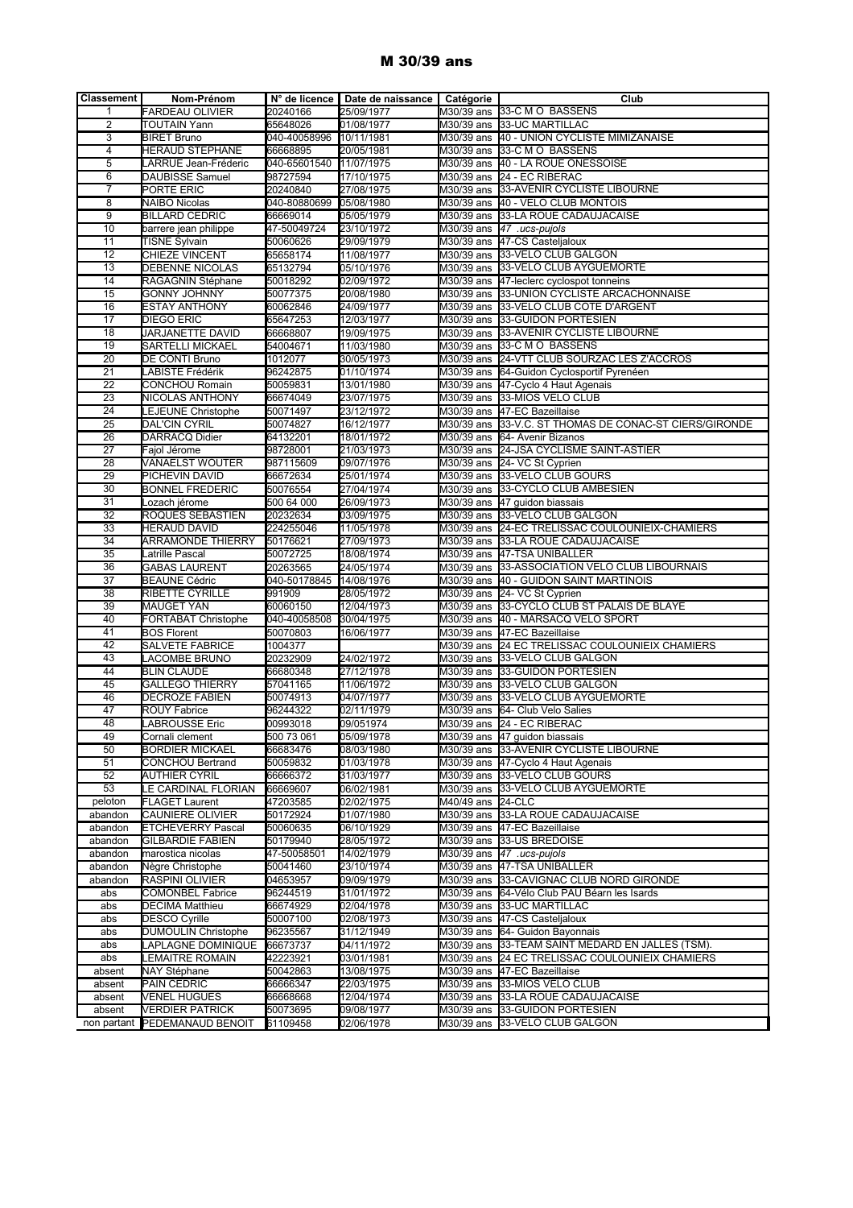# M 30/39 ans

| Classement | Nom-Prénom | N° de licence | Date de naissance | Catégorie | Club |
|---|---|---|---|---|---|
| 1 | FARDEAU OLIVIER | 20240166 | 25/09/1977 | M30/39 ans | 33-C M O BASSENS |
| 2 | TOUTAIN Yann | 65648026 | 01/08/1977 | M30/39 ans | 33-UC MARTILLAC |
| 3 | BIRET Bruno | 040-40058996 | 10/11/1981 | M30/39 ans | 40 - UNION CYCLISTE MIMIZANAISE |
| 4 | HERAUD STEPHANE | 66668895 | 20/05/1981 | M30/39 ans | 33-C M O BASSENS |
| 5 | LARRUE Jean-Fréderic | 040-65601540 | 11/07/1975 | M30/39 ans | 40 - LA ROUE ONESSOISE |
| 6 | DAUBISSE Samuel | 98727594 | 17/10/1975 | M30/39 ans | 24 - EC RIBERAC |
| 7 | PORTE ERIC | 20240840 | 27/08/1975 | M30/39 ans | 33-AVENIR CYCLISTE LIBOURNE |
| 8 | NAIBO Nicolas | 040-80880699 | 05/08/1980 | M30/39 ans | 40 - VELO CLUB MONTOIS |
| 9 | BILLARD CEDRIC | 66669014 | 05/05/1979 | M30/39 ans | 33-LA ROUE CADAUJACAISE |
| 10 | barrere jean philippe | 47-50049724 | 23/10/1972 | M30/39 ans | *47 .ucs-pujols* |
| 11 | TISNE Sylvain | 50060626 | 29/09/1979 | M30/39 ans | 47-CS Casteljaloux |
| 12 | CHIEZE VINCENT | 65658174 | 11/08/1977 | M30/39 ans | 33-VELO CLUB GALGON |
| 13 | DEBENNE NICOLAS | 65132794 | 05/10/1976 | M30/39 ans | 33-VELO CLUB AYGUEMORTE |
| 14 | RAGAGNIN Stéphane | 50018292 | 02/09/1972 | M30/39 ans | 47-leclerc cyclospot tonneins |
| 15 | GONNY JOHNNY | 50077375 | 20/08/1980 | M30/39 ans | 33-UNION CYCLISTE ARCACHONNAISE |
| 16 | ESTAY ANTHONY | 60062846 | 24/09/1977 | M30/39 ans | 33-VELO CLUB COTE D'ARGENT |
| 17 | DIEGO ERIC | 65647253 | 12/03/1977 | M30/39 ans | 33-GUIDON PORTESIEN |
| 18 | JARJANETTE DAVID | 66668807 | 19/09/1975 | M30/39 ans | 33-AVENIR CYCLISTE LIBOURNE |
| 19 | SARTELLI MICKAEL | 54004671 | 11/03/1980 | M30/39 ans | 33-C M O BASSENS |
| 20 | DE CONTI Bruno | 1012077 | 30/05/1973 | M30/39 ans | 24-VTT CLUB SOURZAC LES Z'ACCROS |
| 21 | LABISTE Frédérik | 96242875 | 01/10/1974 | M30/39 ans | 64-Guidon Cyclosportif Pyrenéen |
| 22 | CONCHOU Romain | 50059831 | 13/01/1980 | M30/39 ans | 47-Cyclo 4 Haut Agenais |
| 23 | NICOLAS ANTHONY | 66674049 | 23/07/1975 | M30/39 ans | 33-MIOS VELO CLUB |
| 24 | LEJEUNE Christophe | 50071497 | 23/12/1972 | M30/39 ans | 47-EC Bazeillaise |
| 25 | DAL'CIN CYRIL | 50074827 | 16/12/1977 | M30/39 ans | 33-V.C. ST THOMAS DE CONAC-ST CIERS/GIRONDE |
| 26 | DARRACQ Didier | 64132201 | 18/01/1972 | M30/39 ans | 64- Avenir Bizanos |
| 27 | Fajol Jérome | 98728001 | 21/03/1973 | M30/39 ans | 24-JSA CYCLISME SAINT-ASTIER |
| 28 | VANAELST WOUTER | 987115609 | 09/07/1976 | M30/39 ans | 24- VC St Cyprien |
| 29 | PICHEVIN DAVID | 66672634 | 25/01/1974 | M30/39 ans | 33-VELO CLUB GOURS |
| 30 | BONNEL FREDERIC | 50076554 | 27/04/1974 | M30/39 ans | 33-CYCLO CLUB AMBESIEN |
| 31 | Lozach jérome | 500 64 000 | 26/09/1973 | M30/39 ans | 47 guidon biassais |
| 32 | ROQUES SEBASTIEN | 20232634 | 03/09/1975 | M30/39 ans | 33-VELO CLUB GALGON |
| 33 | HERAUD DAVID | 224255046 | 11/05/1978 | M30/39 ans | 24-EC TRELISSAC COULOUNIEIX-CHAMIERS |
| 34 | ARRAMONDE THIERRY | 50176621 | 27/09/1973 | M30/39 ans | 33-LA ROUE CADAUJACAISE |
| 35 | Latrille Pascal | 50072725 | 18/08/1974 | M30/39 ans | 47-TSA UNIBALLER |
| 36 | GABAS LAURENT | 20263565 | 24/05/1974 | M30/39 ans | 33-ASSOCIATION VELO CLUB LIBOURNAIS |
| 37 | BEAUNE Cédric | 040-50178845 | 14/08/1976 | M30/39 ans | 40 - GUIDON SAINT MARTINOIS |
| 38 | RIBETTE CYRILLE | 991909 | 28/05/1972 | M30/39 ans | 24- VC St Cyprien |
| 39 | MAUGET YAN | 60060150 | 12/04/1973 | M30/39 ans | 33-CYCLO CLUB ST PALAIS DE BLAYE |
| 40 | FORTABAT Christophe | 040-40058508 | 30/04/1975 | M30/39 ans | 40 - MARSACQ VELO SPORT |
| 41 | BOS Florent | 50070803 | 16/06/1977 | M30/39 ans | 47-EC Bazeillaise |
| 42 | SALVETE FABRICE | 1004377 | | M30/39 ans | 24 EC TRELISSAC COULOUNIEIX CHAMIERS |
| 43 | LACOMBE BRUNO | 20232909 | 24/02/1972 | M30/39 ans | 33-VELO CLUB GALGON |
| 44 | BLIN CLAUDE | 66680348 | 27/12/1978 | M30/39 ans | 33-GUIDON PORTESIEN |
| 45 | GALLEGO THIERRY | 57041165 | 11/06/1972 | M30/39 ans | 33-VELO CLUB GALGON |
| 46 | DECROZE FABIEN | 50074913 | 04/07/1977 | M30/39 ans | 33-VELO CLUB AYGUEMORTE |
| 47 | ROUY Fabrice | 96244322 | 02/11/1979 | M30/39 ans | 64- Club Velo Salies |
| 48 | LABROUSSE Eric | 00993018 | 09/051974 | M30/39 ans | 24 - EC RIBERAC |
| 49 | Cornali clement | 500 73 061 | 05/09/1978 | M30/39 ans | 47 guidon biassais |
| 50 | BORDIER MICKAEL | 66683476 | 08/03/1980 | M30/39 ans | 33-AVENIR CYCLISTE LIBOURNE |
| 51 | CONCHOU Bertrand | 50059832 | 01/03/1978 | M30/39 ans | 47-Cyclo 4 Haut Agenais |
| 52 | AUTHIER CYRIL | 66666372 | 31/03/1977 | M30/39 ans | 33-VELO CLUB GOURS |
| 53 | LE CARDINAL FLORIAN | 66669607 | 06/02/1981 | M30/39 ans | 33-VELO CLUB AYGUEMORTE |
| peloton | FLAGET Laurent | 47203585 | 02/02/1975 | M40/49 ans | 24-CLC |
| abandon | CAUNIERE OLIVIER | 50172924 | 01/07/1980 | M30/39 ans | 33-LA ROUE CADAUJACAISE |
| abandon | ETCHEVERRY Pascal | 50060635 | 06/10/1929 | M30/39 ans | 47-EC Bazeillaise |
| abandon | GILBARDIE FABIEN | 50179940 | 28/05/1972 | M30/39 ans | 33-US BREDOISE |
| abandon | marostica nicolas | 47-50058501 | 14/02/1979 | M30/39 ans | *47 .ucs-pujols* |
| abandon | Nègre Christophe | 50041460 | 23/10/1974 | M30/39 ans | 47-TSA UNIBALLER |
| abandon | RASPINI OLIVIER | 04653957 | 09/09/1979 | M30/39 ans | 33-CAVIGNAC CLUB NORD GIRONDE |
| abs | COMONBEL Fabrice | 96244519 | 31/01/1972 | M30/39 ans | 64-Vélo Club PAU Béarn les Isards |
| abs | DECIMA Matthieu | 66674929 | 02/04/1978 | M30/39 ans | 33-UC MARTILLAC |
| abs | DESCO Cyrille | 50007100 | 02/08/1973 | M30/39 ans | 47-CS Casteljaloux |
| abs | DUMOULIN Christophe | 96235567 | 31/12/1949 | M30/39 ans | 64- Guidon Bayonnais |
| abs | LAPLAGNE DOMINIQUE | 66673737 | 04/11/1972 | M30/39 ans | 33-TEAM SAINT MEDARD EN JALLES (TSM). |
| abs | LEMAITRE ROMAIN | 42223921 | 03/01/1981 | M30/39 ans | 24 EC TRELISSAC COULOUNIEIX CHAMIERS |
| absent | NAY Stéphane | 50042863 | 13/08/1975 | M30/39 ans | 47-EC Bazeillaise |
| absent | PAIN CEDRIC | 66666347 | 22/03/1975 | M30/39 ans | 33-MIOS VELO CLUB |
| absent | VENEL HUGUES | 66668668 | 12/04/1974 | M30/39 ans | 33-LA ROUE CADAUJACAISE |
| absent | VERDIER PATRICK | 50073695 | 09/08/1977 | M30/39 ans | 33-GUIDON PORTESIEN |
| non partant | PEDEMANAUD BENOIT | 61109458 | 02/06/1978 | M30/39 ans | 33-VELO CLUB GALGON |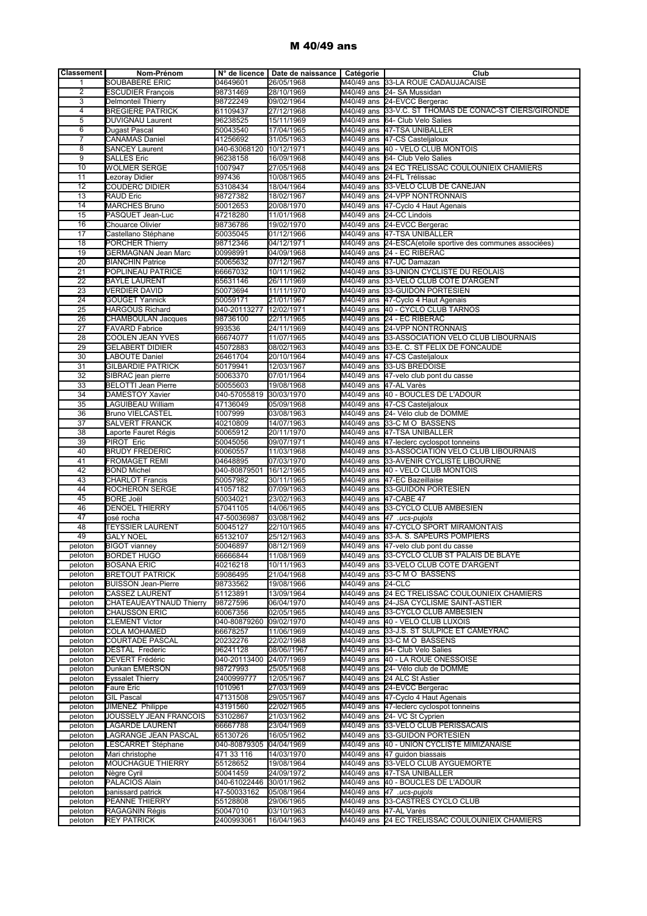# M 40/49 ans

| Classement | Nom-Prénom | N° de licence | Date de naissance | Catégorie | Club |
|---|---|---|---|---|---|
| 1 | SOUBABERE ERIC | 04649601 | 26/05/1968 | M40/49 ans | 33-LA ROUE CADAUJACAISE |
| 2 | ESCUDIER François | 98731469 | 28/10/1969 | M40/49 ans | 24- SA Mussidan |
| 3 | Delmonteil Thierry | 98722249 | 09/02/1964 | M40/49 ans | 24-EVCC Bergerac |
| 4 | BREGIERE PATRICK | 61109437 | 27/12/1968 | M40/49 ans | 33-V.C. ST THOMAS DE CONAC-ST CIERS/GIRONDE |
| 5 | DUVIGNAU Laurent | 96238525 | 15/11/1969 | M40/49 ans | 64- Club Velo Salies |
| 6 | Dugast Pascal | 50043540 | 17/04/1965 | M40/49 ans | 47-TSA UNIBALLER |
| 7 | CANAMAS Daniel | 41256692 | 31/05/1963 | M40/49 ans | 47-CS Casteljaloux |
| 8 | SANCEY Laurent | 040-63068120 | 10/12/1971 | M40/49 ans | 40 - VELO CLUB MONTOIS |
| 9 | SALLES Eric | 96238158 | 16/09/1968 | M40/49 ans | 64- Club Velo Salies |
| 10 | WOLMER SERGE | 1007947 | 27/05/1968 | M40/49 ans | 24 EC TRELISSAC COULOUNIEIX CHAMIERS |
| 11 | Lezoray Didier | 997436 | 10/08/1965 | M40/49 ans | 24-FL Trélissac |
| 12 | COUDERC DIDIER | 53108434 | 18/04/1964 | M40/49 ans | 33-VELO CLUB DE CANEJAN |
| 13 | RAUD Eric | 98727382 | 18/02/1967 | M40/49 ans | 24-VPP NONTRONNAIS |
| 14 | MARCHES Bruno | 50012653 | 20/08/1970 | M40/49 ans | 47-Cyclo 4 Haut Agenais |
| 15 | PASQUET Jean-Luc | 47218280 | 11/01/1968 | M40/49 ans | 24-CC Lindois |
| 16 | Chouarce Olivier | 98736786 | 19/02/1970 | M40/49 ans | 24-EVCC Bergerac |
| 17 | Castellano Stéphane | 50035045 | 01/12/1966 | M40/49 ans | 47-TSA UNIBALLER |
| 18 | PORCHER Thierry | 98712346 | 04/12/1971 | M40/49 ans | 24-ESCA(etoile sportive des communes associées) |
| 19 | GERMAGNAN Jean Marc | 00998991 | 04/09/1968 | M40/49 ans | 24 - EC RIBERAC |
| 20 | BIANCHIN Patrice | 50065632 | 07/12/1967 | M40/49 ans | 47-UC Damazan |
| 21 | POPLINEAU PATRICE | 66667032 | 10/11/1962 | M40/49 ans | 33-UNION CYCLISTE DU REOLAIS |
| 22 | BAYLE LAURENT | 65631146 | 26/11/1969 | M40/49 ans | 33-VELO CLUB COTE D'ARGENT |
| 23 | VERDIER DAVID | 50073694 | 11/11/1970 | M40/49 ans | 33-GUIDON PORTESIEN |
| 24 | GOUGET Yannick | 50059171 | 21/01/1967 | M40/49 ans | 47-Cyclo 4 Haut Agenais |
| 25 | HARGOUS Richard | 040-20113277 | 12/02/1971 | M40/49 ans | 40 - CYCLO CLUB TARNOS |
| 26 | CHAMBOULAN Jacques | 98736100 | 22/11/1965 | M40/49 ans | 24 - EC RIBERAC |
| 27 | FAVARD Fabrice | 993536 | 24/11/1969 | M40/49 ans | 24-VPP NONTRONNAIS |
| 28 | COOLEN JEAN YVES | 66674077 | 11/07/1965 | M40/49 ans | 33-ASSOCIATION VELO CLUB LIBOURNAIS |
| 29 | GELABERT DIDIER | 45072883 | 08/02/1963 | M40/49 ans | 33-E. C. ST FELIX DE FONCAUDE |
| 30 | LABOUTE Daniel | 26461704 | 20/10/1964 | M40/49 ans | 47-CS Casteljaloux |
| 31 | GILBARDIE PATRICK | 50179941 | 12/03/1967 | M40/49 ans | 33-US BREDOISE |
| 32 | SIBRAC jean pierre | 50063370 | 07/01/1964 | M40/49 ans | 47-velo club pont du casse |
| 33 | BELOTTI Jean Pierre | 50055603 | 19/08/1968 | M40/49 ans | 47-AL Varès |
| 34 | DAMESTOY Xavier | 040-57055819 | 30/03/1970 | M40/49 ans | 40 - BOUCLES DE L'ADOUR |
| 35 | LAGUIBEAU William | 47136049 | 05/09/1968 | M40/49 ans | 47-CS Casteljaloux |
| 36 | Bruno VIELCASTEL | 1007999 | 03/08/1963 | M40/49 ans | 24- Vélo club de DOMME |
| 37 | SALVERT FRANCK | 40210809 | 14/07/1963 | M40/49 ans | 33-C M O BASSENS |
| 38 | Laporte Fauret Régis | 50065912 | 20/11/1970 | M40/49 ans | 47-TSA UNIBALLER |
| 39 | PIROT Eric | 50045056 | 09/07/1971 | M40/49 ans | 47-leclerc cyclospot tonneins |
| 40 | BRUDY FREDERIC | 60060557 | 11/03/1968 | M40/49 ans | 33-ASSOCIATION VELO CLUB LIBOURNAIS |
| 41 | FROMAGET REMI | 04648895 | 07/03/1970 | M40/49 ans | 33-AVENIR CYCLISTE LIBOURNE |
| 42 | BOND Michel | 040-80879501 | 16/12/1965 | M40/49 ans | 40 - VELO CLUB MONTOIS |
| 43 | CHARLOT Francis | 50057982 | 30/11/1965 | M40/49 ans | 47-EC Bazeillaise |
| 44 | ROCHERON SERGE | 41057182 | 07/09/1963 | M40/49 ans | 33-GUIDON PORTESIEN |
| 45 | BORE Joël | 50034021 | 23/02/1963 | M40/49 ans | 47-CABE 47 |
| 46 | DENOEL THIERRY | 57041105 | 14/06/1965 | M40/49 ans | 33-CYCLO CLUB AMBESIEN |
| 47 | josé rocha | 47-50036987 | 03/08/1962 | M40/49 ans | 47 .ucs-pujols |
| 48 | TEYSSIER LAURENT | 50045127 | 22/10/1965 | M40/49 ans | 47-CYCLO SPORT MIRAMONTAIS |
| 49 | GALY NOEL | 65132107 | 25/12/1963 | M40/49 ans | 33-A. S. SAPEURS POMPIERS |
| peloton | BIGOT vianney | 50046897 | 08/12/1969 | M40/49 ans | 47-velo club pont du casse |
| peloton | BORDET HUGO | 66666844 | 11/08/1969 | M40/49 ans | 33-CYCLO CLUB ST PALAIS DE BLAYE |
| peloton | BOSANA ERIC | 40216218 | 10/11/1963 | M40/49 ans | 33-VELO CLUB COTE D'ARGENT |
| peloton | BRETOUT PATRICK | 59086495 | 21/04/1968 | M40/49 ans | 33-C M O BASSENS |
| peloton | BUISSON Jean-Pierre | 98733562 | 19/08/1966 | M40/49 ans | 24-CLC |
| peloton | CASSEZ LAURENT | 51123891 | 13/09/1964 | M40/49 ans | 24 EC TRELISSAC COULOUNIEIX CHAMIERS |
| peloton | CHATEAUEAYTNAUD Thierry | 98727596 | 06/04/1970 | M40/49 ans | 24-JSA CYCLISME SAINT-ASTIER |
| peloton | CHAUSSON ERIC | 60067356 | 02/05/1965 | M40/49 ans | 33-CYCLO CLUB AMBESIEN |
| peloton | CLEMENT Victor | 040-80879260 | 09/02/1970 | M40/49 ans | 40 - VELO CLUB LUXOIS |
| peloton | COLA MOHAMED | 66678257 | 11/06/1969 | M40/49 ans | 33-J.S. ST SULPICE ET CAMEYRAC |
| peloton | COURTADE PASCAL | 20232276 | 22/02/1968 | M40/49 ans | 33-C M O BASSENS |
| peloton | DESTAL Frederic | 96241128 | 08/06//1967 | M40/49 ans | 64- Club Velo Salies |
| peloton | DEVERT Frédéric | 040-20113400 | 24/07/1969 | M40/49 ans | 40 - LA ROUE ONESSOISE |
| peloton | Dunkan EMERSON | 98727993 | 25/05/1968 | M40/49 ans | 24- Vélo club de DOMME |
| peloton | Eyssalet Thierry | 2400999777 | 12/05/1967 | M40/49 ans | 24 ALC St Astier |
| peloton | Faure Eric | 1010961 | 27/03/1969 | M40/49 ans | 24-EVCC Bergerac |
| peloton | GIL Pascal | 47131508 | 29/05/1967 | M40/49 ans | 47-Cyclo 4 Haut Agenais |
| peloton | JIMENEZ Philippe | 43191560 | 22/02/1965 | M40/49 ans | 47-leclerc cyclospot tonneins |
| peloton | JOUSSELY JEAN FRANCOIS | 53102867 | 21/03/1962 | M40/49 ans | 24- VC St Cyprien |
| peloton | LAGARDE LAURENT | 66667788 | 23/04/1969 | M40/49 ans | 33-VELO CLUB PERISSACAIS |
| peloton | LAGRANGE JEAN PASCAL | 65130726 | 16/05/1962 | M40/49 ans | 33-GUIDON PORTESIEN |
| peloton | LESCARRET Stéphane | 040-80879305 | 04/04/1969 | M40/49 ans | 40 - UNION CYCLISTE MIMIZANAISE |
| peloton | Mari christophe | 471 33 116 | 14/03/1970 | M40/49 ans | 47 guidon biassais |
| peloton | MOUCHAGUE THIERRY | 55128652 | 19/08/1964 | M40/49 ans | 33-VELO CLUB AYGUEMORTE |
| peloton | Nègre Cyril | 50041459 | 24/09/1972 | M40/49 ans | 47-TSA UNIBALLER |
| peloton | PALACIOS Alain | 040-61022446 | 30/01/1962 | M40/49 ans | 40 - BOUCLES DE L'ADOUR |
| peloton | panissard patrick | 47-50033162 | 05/08/1964 | M40/49 ans | 47 .ucs-pujols |
| peloton | PEANNE THIERRY | 55128808 | 29/06/1965 | M40/49 ans | 33-CASTRES CYCLO CLUB |
| peloton | RAGAGNIN Régis | 50047010 | 03/10/1963 | M40/49 ans | 47-AL Varès |
| peloton | REY PATRICK | 2400993061 | 16/04/1963 | M40/49 ans | 24 EC TRELISSAC COULOUNIEIX CHAMIERS |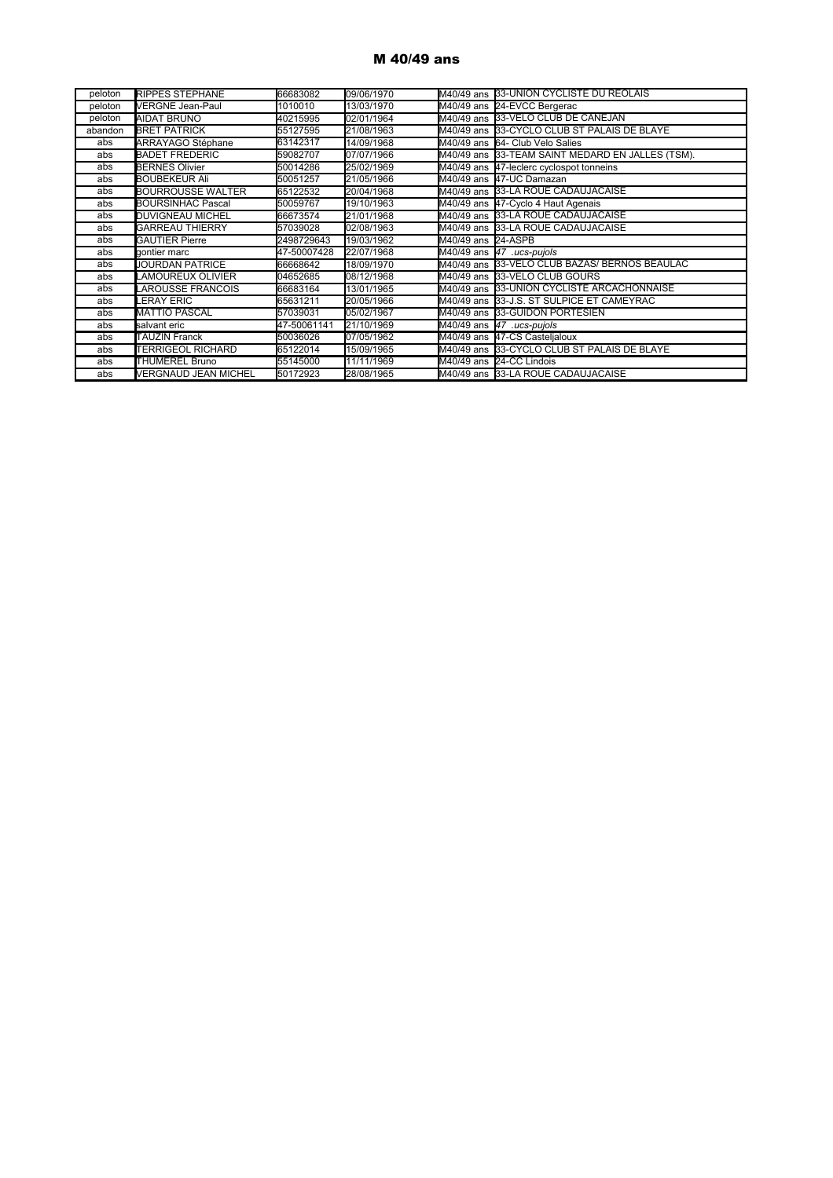# M 40/49 ans

| | | | | | |
|---|---|---|---|---|---|
| peloton | RIPPES STEPHANE | 66683082 | 09/06/1970 | M40/49 ans | 33-UNION CYCLISTE DU REOLAIS |
| peloton | VERGNE Jean-Paul | 1010010 | 13/03/1970 | M40/49 ans | 24-EVCC Bergerac |
| peloton | AIDAT BRUNO | 40215995 | 02/01/1964 | M40/49 ans | 33-VELO CLUB DE CANEJAN |
| abandon | BRET PATRICK | 55127595 | 21/08/1963 | M40/49 ans | 33-CYCLO CLUB ST PALAIS DE BLAYE |
| abs | ARRAYAGO Stéphane | 63142317 | 14/09/1968 | M40/49 ans | 64- Club Velo Salies |
| abs | BADET FREDERIC | 59082707 | 07/07/1966 | M40/49 ans | 33-TEAM SAINT MEDARD EN JALLES (TSM). |
| abs | BERNES Olivier | 50014286 | 25/02/1969 | M40/49 ans | 47-leclerc cyclospot tonneins |
| abs | BOUBEKEUR Ali | 50051257 | 21/05/1966 | M40/49 ans | 47-UC Damazan |
| abs | BOURROUSSE WALTER | 65122532 | 20/04/1968 | M40/49 ans | 33-LA ROUE CADAUJACAISE |
| abs | BOURSINHAC Pascal | 50059767 | 19/10/1963 | M40/49 ans | 47-Cyclo 4 Haut Agenais |
| abs | DUVIGNEAU MICHEL | 66673574 | 21/01/1968 | M40/49 ans | 33-LA ROUE CADAUJACAISE |
| abs | GARREAU THIERRY | 57039028 | 02/08/1963 | M40/49 ans | 33-LA ROUE CADAUJACAISE |
| abs | GAUTIER Pierre | 2498729643 | 19/03/1962 | M40/49 ans | 24-ASPB |
| abs | gontier marc | 47-50007428 | 22/07/1968 | M40/49 ans | *47 .ucs-pujols* |
| abs | JOURDAN PATRICE | 66668642 | 18/09/1970 | M40/49 ans | 33-VELO CLUB BAZAS/ BERNOS BEAULAC |
| abs | LAMOUREUX OLIVIER | 04652685 | 08/12/1968 | M40/49 ans | 33-VELO CLUB GOURS |
| abs | LAROUSSE FRANCOIS | 66683164 | 13/01/1965 | M40/49 ans | 33-UNION CYCLISTE ARCACHONNAISE |
| abs | LERAY ERIC | 65631211 | 20/05/1966 | M40/49 ans | 33-J.S. ST SULPICE ET CAMEYRAC |
| abs | MATTIO PASCAL | 57039031 | 05/02/1967 | M40/49 ans | 33-GUIDON PORTESIEN |
| abs | salvant eric | 47-50061141 | 21/10/1969 | M40/49 ans | *47 .ucs-pujols* |
| abs | TAUZIN Franck | 50036026 | 07/05/1962 | M40/49 ans | 47-CS Casteljaloux |
| abs | TERRIGEOL RICHARD | 65122014 | 15/09/1965 | M40/49 ans | 33-CYCLO CLUB ST PALAIS DE BLAYE |
| abs | THUMEREL Bruno | 55145000 | 11/11/1969 | M40/49 ans | 24-CC Lindois |
| abs | VERGNAUD JEAN MICHEL | 50172923 | 28/08/1965 | M40/49 ans | 33-LA ROUE CADAUJACAISE |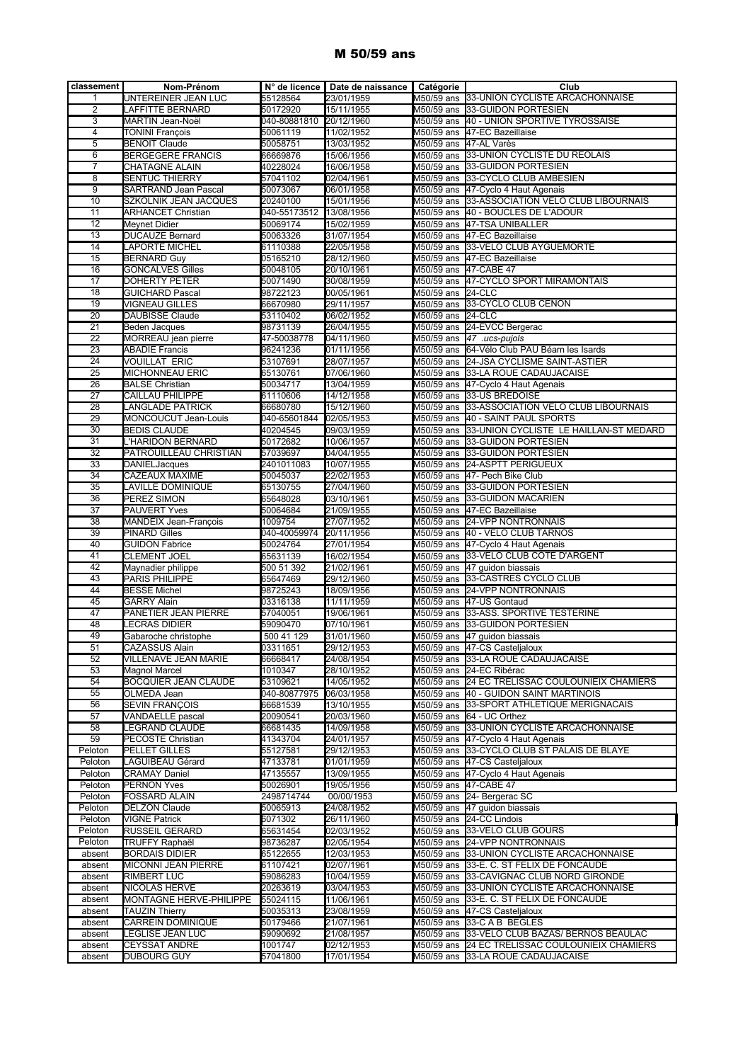# M 50/59 ans

| classement | Nom-Prénom | N° de licence | Date de naissance | Catégorie | Club |
|---|---|---|---|---|---|
| 1 | UNTEREINER JEAN LUC | 55128564 | 23/01/1959 | M50/59 ans | 33-UNION CYCLISTE ARCACHONNAISE |
| 2 | LAFFITTE BERNARD | 50172920 | 15/11/1955 | M50/59 ans | 33-GUIDON PORTESIEN |
| 3 | MARTIN Jean-Noël | 040-80881810 | 20/12/1960 | M50/59 ans | 40 - UNION SPORTIVE TYROSSAISE |
| 4 | TONINI François | 50061119 | 11/02/1952 | M50/59 ans | 47-EC Bazeillaise |
| 5 | BENOIT Claude | 50058751 | 13/03/1952 | M50/59 ans | 47-AL Varès |
| 6 | BERGEGERE FRANCIS | 66669876 | 15/06/1956 | M50/59 ans | 33-UNION CYCLISTE DU REOLAIS |
| 7 | CHATAGNE ALAIN | 40228024 | 16/06/1958 | M50/59 ans | 33-GUIDON PORTESIEN |
| 8 | SENTUC THIERRY | 57041102 | 02/04/1961 | M50/59 ans | 33-CYCLO CLUB AMBESIEN |
| 9 | SARTRAND Jean Pascal | 50073067 | 06/01/1958 | M50/59 ans | 47-Cyclo 4 Haut Agenais |
| 10 | SZKOLNIK JEAN JACQUES | 20240100 | 15/01/1956 | M50/59 ans | 33-ASSOCIATION VELO CLUB LIBOURNAIS |
| 11 | ARHANCET Christian | 040-55173512 | 13/08/1956 | M50/59 ans | 40 - BOUCLES DE L'ADOUR |
| 12 | Meynet Didier | 50069174 | 15/02/1959 | M50/59 ans | 47-TSA UNIBALLER |
| 13 | DUCAUZE Bernard | 50063326 | 31/07/1954 | M50/59 ans | 47-EC Bazeillaise |
| 14 | LAPORTE MICHEL | 61110388 | 22/05/1958 | M50/59 ans | 33-VELO CLUB AYGUEMORTE |
| 15 | BERNARD Guy | 05165210 | 28/12/1960 | M50/59 ans | 47-EC Bazeillaise |
| 16 | GONCALVES Gilles | 50048105 | 20/10/1961 | M50/59 ans | 47-CABE 47 |
| 17 | DOHERTY PETER | 50071490 | 30/08/1959 | M50/59 ans | 47-CYCLO SPORT MIRAMONTAIS |
| 18 | GUICHARD Pascal | 98722123 | 00/05/1961 | M50/59 ans | 24-CLC |
| 19 | VIGNEAU GILLES | 66670980 | 29/11/1957 | M50/59 ans | 33-CYCLO CLUB CENON |
| 20 | DAUBISSE Claude | 53110402 | 06/02/1952 | M50/59 ans | 24-CLC |
| 21 | Beden Jacques | 98731139 | 26/04/1955 | M50/59 ans | 24-EVCC Bergerac |
| 22 | MORREAU jean pierre | 47-50038778 | 04/11/1960 | M50/59 ans | 47 .ucs-pujols |
| 23 | ABADIE Francis | 96241236 | 01/11/1956 | M50/59 ans | 64-Vélo Club PAU Béarn les Isards |
| 24 | VOUILLAT ERIC | 53107691 | 28/07/1957 | M50/59 ans | 24-JSA CYCLISME SAINT-ASTIER |
| 25 | MICHONNEAU ERIC | 65130761 | 07/06/1960 | M50/59 ans | 33-LA ROUE CADAUJACAISE |
| 26 | BALSE Christian | 50034717 | 13/04/1959 | M50/59 ans | 47-Cyclo 4 Haut Agenais |
| 27 | CAILLAU PHILIPPE | 61110606 | 14/12/1958 | M50/59 ans | 33-US BREDOISE |
| 28 | LANGLADE PATRICK | 66680780 | 15/12/1960 | M50/59 ans | 33-ASSOCIATION VELO CLUB LIBOURNAIS |
| 29 | MONCOUCUT Jean-Louis | 040-65601844 | 02/05/1953 | M50/59 ans | 40 - SAINT PAUL SPORTS |
| 30 | BEDIS CLAUDE | 40204545 | 09/03/1959 | M50/59 ans | 33-UNION CYCLISTE LE HAILLAN-ST MEDARD |
| 31 | L'HARIDON BERNARD | 50172682 | 10/06/1957 | M50/59 ans | 33-GUIDON PORTESIEN |
| 32 | PATROUILLEAU CHRISTIAN | 57039697 | 04/04/1955 | M50/59 ans | 33-GUIDON PORTESIEN |
| 33 | DANIELJacques | 2401011083 | 10/07/1955 | M50/59 ans | 24-ASPTT PERIGUEUX |
| 34 | CAZEAUX MAXIME | 50045037 | 22/02/1953 | M50/59 ans | 47- Pech Bike Club |
| 35 | LAVILLE DOMINIQUE | 65130755 | 27/04/1960 | M50/59 ans | 33-GUIDON PORTESIEN |
| 36 | PEREZ SIMON | 65648028 | 03/10/1961 | M50/59 ans | 33-GUIDON MACARIEN |
| 37 | PAUVERT Yves | 50064684 | 21/09/1955 | M50/59 ans | 47-EC Bazeillaise |
| 38 | MANDEIX Jean-François | 1009754 | 27/07/1952 | M50/59 ans | 24-VPP NONTRONNAIS |
| 39 | PINARD Gilles | 040-40059974 | 20/11/1956 | M50/59 ans | 40 - VELO CLUB TARNOS |
| 40 | GUIDON Fabrice | 50024764 | 27/01/1954 | M50/59 ans | 47-Cyclo 4 Haut Agenais |
| 41 | CLEMENT JOEL | 65631139 | 16/02/1954 | M50/59 ans | 33-VELO CLUB COTE D'ARGENT |
| 42 | Maynadier philippe | 500 51 392 | 21/02/1961 | M50/59 ans | 47 guidon biassais |
| 43 | PARIS PHILIPPE | 65647469 | 29/12/1960 | M50/59 ans | 33-CASTRES CYCLO CLUB |
| 44 | BESSE Michel | 98725243 | 18/09/1956 | M50/59 ans | 24-VPP NONTRONNAIS |
| 45 | GARRY Alain | 03316138 | 11/11/1959 | M50/59 ans | 47-US Gontaud |
| 47 | PANETIER JEAN PIERRE | 57040051 | 19/06/1961 | M50/59 ans | 33-ASS. SPORTIVE TESTERINE |
| 48 | LECRAS DIDIER | 59090470 | 07/10/1961 | M50/59 ans | 33-GUIDON PORTESIEN |
| 49 | Gabaroche christophe | 500 41 129 | 31/01/1960 | M50/59 ans | 47 guidon biassais |
| 51 | CAZASSUS Alain | 03311651 | 29/12/1953 | M50/59 ans | 47-CS Casteljaloux |
| 52 | VILLENAVE JEAN MARIE | 66668417 | 24/08/1954 | M50/59 ans | 33-LA ROUE CADAUJACAISE |
| 53 | Magnol Marcel | 1010347 | 28/10/1952 | M50/59 ans | 24-EC Ribérac |
| 54 | BOCQUIER JEAN CLAUDE | 53109621 | 14/05/1952 | M50/59 ans | 24 EC TRELISSAC COULOUNIEIX CHAMIERS |
| 55 | OLMEDA Jean | 040-80877975 | 06/03/1958 | M50/59 ans | 40 - GUIDON SAINT MARTINOIS |
| 56 | SEVIN FRANÇOIS | 66681539 | 13/10/1955 | M50/59 ans | 33-SPORT ATHLETIQUE MERIGNACAIS |
| 57 | VANDAELLE pascal | 20090541 | 20/03/1960 | M50/59 ans | 64 - UC Orthez |
| 58 | LEGRAND CLAUDE | 66681435 | 14/09/1958 | M50/59 ans | 33-UNION CYCLISTE ARCACHONNAISE |
| 59 | PECOSTE Christian | 41343704 | 24/01/1957 | M50/59 ans | 47-Cyclo 4 Haut Agenais |
| Peloton | PELLET GILLES | 55127581 | 29/12/1953 | M50/59 ans | 33-CYCLO CLUB ST PALAIS DE BLAYE |
| Peloton | LAGUIBEAU Gérard | 47133781 | 01/01/1959 | M50/59 ans | 47-CS Casteljaloux |
| Peloton | CRAMAY Daniel | 47135557 | 13/09/1955 | M50/59 ans | 47-Cyclo 4 Haut Agenais |
| Peloton | PERNON Yves | 50026901 | 19/05/1956 | M50/59 ans | 47-CABE 47 |
| Peloton | FOSSARD ALAIN | 2498714744 | 00/00/1953 | M50/59 ans | 24- Bergerac SC |
| Peloton | DELZON Claude | 50065913 | 24/08/1952 | M50/59 ans | 47 guidon biassais |
| Peloton | VIGNE Patrick | 6071302 | 26/11/1960 | M50/59 ans | 24-CC Lindois |
| Peloton | RUSSEIL GERARD | 65631454 | 02/03/1952 | M50/59 ans | 33-VELO CLUB GOURS |
| Peloton | TRUFFY Raphaël | 98736287 | 02/05/1954 | M50/59 ans | 24-VPP NONTRONNAIS |
| absent | BORDAIS DIDIER | 65122655 | 12/03/1953 | M50/59 ans | 33-UNION CYCLISTE ARCACHONNAISE |
| absent | MICONNI JEAN PIERRE | 61107421 | 02/07/1961 | M50/59 ans | 33-E. C. ST FELIX DE FONCAUDE |
| absent | RIMBERT LUC | 59086283 | 10/04/1959 | M50/59 ans | 33-CAVIGNAC CLUB NORD GIRONDE |
| absent | NICOLAS HERVE | 20263619 | 03/04/1953 | M50/59 ans | 33-UNION CYCLISTE ARCACHONNAISE |
| absent | MONTAGNE HERVE-PHILIPPE | 55024115 | 11/06/1961 | M50/59 ans | 33-E. C. ST FELIX DE FONCAUDE |
| absent | TAUZIN Thierry | 50035313 | 23/08/1959 | M50/59 ans | 47-CS Casteljaloux |
| absent | CARREIN DOMINIQUE | 50179466 | 21/07/1961 | M50/59 ans | 33-C A B BEGLES |
| absent | LEGLISE JEAN LUC | 59090692 | 21/08/1957 | M50/59 ans | 33-VELO CLUB BAZAS/ BERNOS BEAULAC |
| absent | CEYSSAT ANDRE | 1001747 | 02/12/1953 | M50/59 ans | 24 EC TRELISSAC COULOUNIEIX CHAMIERS |
| absent | DUBOURG GUY | 57041800 | 17/01/1954 | M50/59 ans | 33-LA ROUE CADAUJACAISE |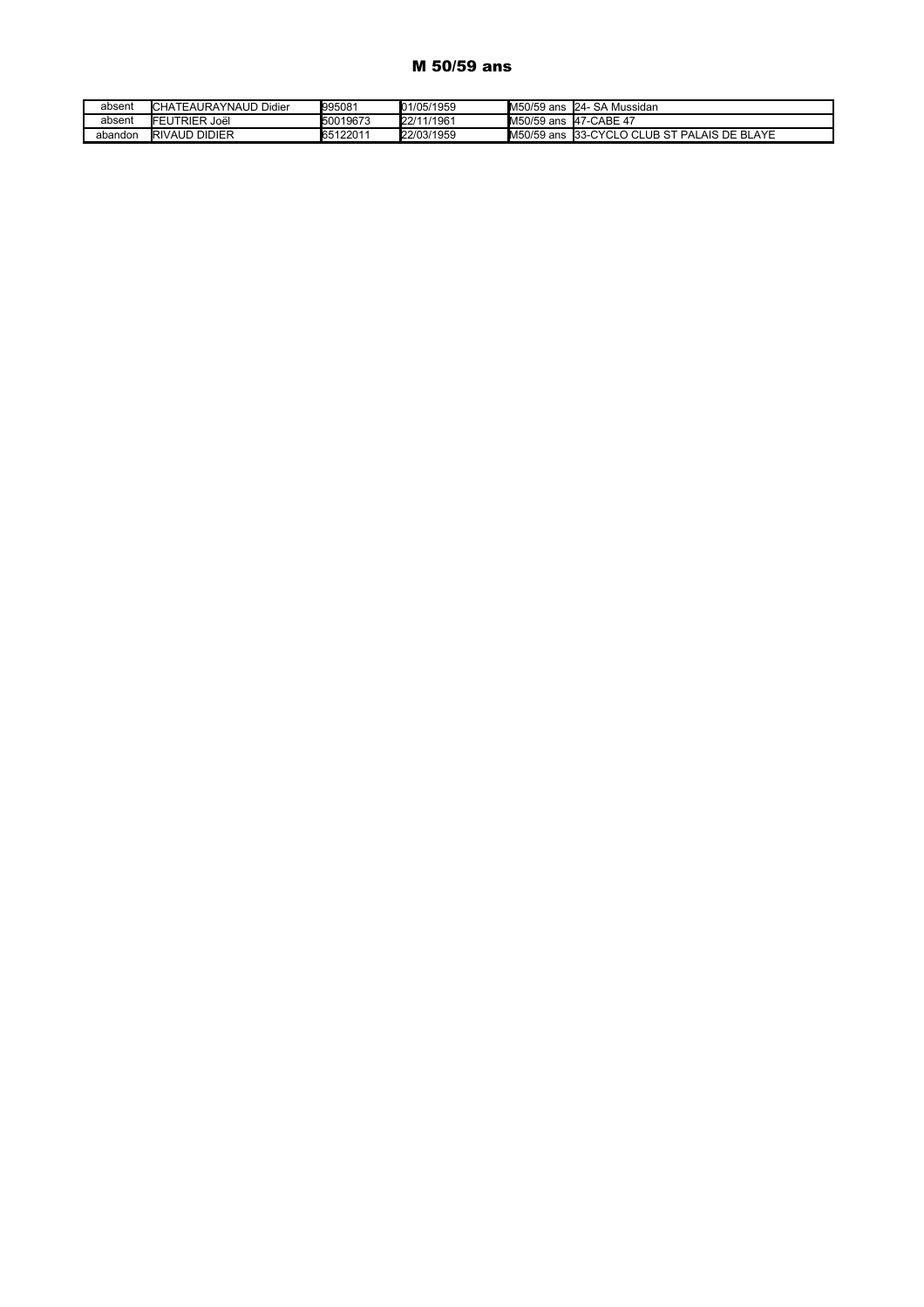## M 50/59 ans

| | | | | | |
|---|---|---|---|---|---|
| absent | CHATEAURAYNAUD Didier | 995081 | 01/05/1959 | M50/59 ans | 24- SA Mussidan |
| absent | FEUTRIER Joël | 50019673 | 22/11/1961 | M50/59 ans | 47-CABE 47 |
| abandon | RIVAUD DIDIER | 65122011 | 22/03/1959 | M50/59 ans | 33-CYCLO CLUB ST PALAIS DE BLAYE |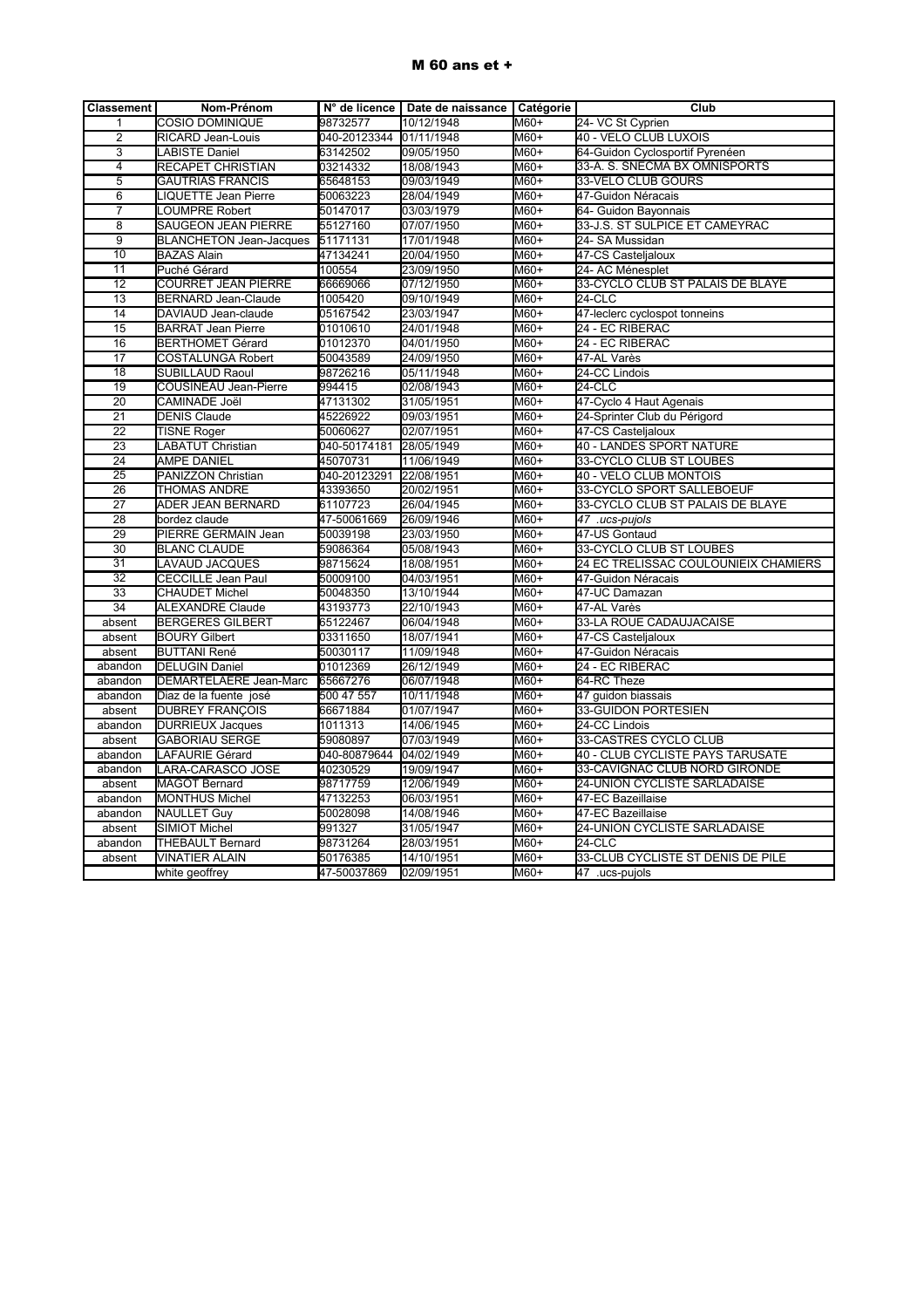# M 60 ans et +

| Classement | Nom-Prénom | N° de licence | Date de naissance | Catégorie | Club |
|---|---|---|---|---|---|
| 1 | COSIO DOMINIQUE | 98732577 | 10/12/1948 | M60+ | 24- VC St Cyprien |
| 2 | RICARD Jean-Louis | 040-20123344 | 01/11/1948 | M60+ | 40 - VELO CLUB LUXOIS |
| 3 | LABISTE Daniel | 63142502 | 09/05/1950 | M60+ | 64-Guidon Cyclosportif Pyrenéen |
| 4 | RECAPET CHRISTIAN | 03214332 | 18/08/1943 | M60+ | 33-A. S. SNECMA BX OMNISPORTS |
| 5 | GAUTRIAS FRANCIS | 65648153 | 09/03/1949 | M60+ | 33-VELO CLUB GOURS |
| 6 | LIQUETTE Jean Pierre | 50063223 | 28/04/1949 | M60+ | 47-Guidon Néracais |
| 7 | LOUMPRE Robert | 50147017 | 03/03/1979 | M60+ | 64- Guidon Bayonnais |
| 8 | SAUGEON JEAN PIERRE | 55127160 | 07/07/1950 | M60+ | 33-J.S. ST SULPICE ET CAMEYRAC |
| 9 | BLANCHETON Jean-Jacques | 51171131 | 17/01/1948 | M60+ | 24- SA Mussidan |
| 10 | BAZAS Alain | 47134241 | 20/04/1950 | M60+ | 47-CS Casteljaloux |
| 11 | Puché Gérard | 100554 | 23/09/1950 | M60+ | 24- AC Ménesplet |
| 12 | COURRET JEAN PIERRE | 66669066 | 07/12/1950 | M60+ | 33-CYCLO CLUB ST PALAIS DE BLAYE |
| 13 | BERNARD Jean-Claude | 1005420 | 09/10/1949 | M60+ | 24-CLC |
| 14 | DAVIAUD Jean-claude | 05167542 | 23/03/1947 | M60+ | 47-leclerc cyclospot tonneins |
| 15 | BARRAT Jean Pierre | 01010610 | 24/01/1948 | M60+ | 24 - EC RIBERAC |
| 16 | BERTHOMET Gérard | 01012370 | 04/01/1950 | M60+ | 24 - EC RIBERAC |
| 17 | COSTALUNGA Robert | 50043589 | 24/09/1950 | M60+ | 47-AL Varès |
| 18 | SUBILLAUD Raoul | 98726216 | 05/11/1948 | M60+ | 24-CC Lindois |
| 19 | COUSINEAU Jean-Pierre | 994415 | 02/08/1943 | M60+ | 24-CLC |
| 20 | CAMINADE Joël | 47131302 | 31/05/1951 | M60+ | 47-Cyclo 4 Haut Agenais |
| 21 | DENIS Claude | 45226922 | 09/03/1951 | M60+ | 24-Sprinter Club du Périgord |
| 22 | TISNE Roger | 50060627 | 02/07/1951 | M60+ | 47-CS Casteljaloux |
| 23 | LABATUT Christian | 040-50174181 | 28/05/1949 | M60+ | 40 - LANDES SPORT NATURE |
| 24 | AMPE DANIEL | 45070731 | 11/06/1949 | M60+ | 33-CYCLO CLUB ST LOUBES |
| 25 | PANIZZON Christian | 040-20123291 | 22/08/1951 | M60+ | 40 - VELO CLUB MONTOIS |
| 26 | THOMAS ANDRE | 43393650 | 20/02/1951 | M60+ | 33-CYCLO SPORT SALLEBOEUF |
| 27 | ADER JEAN BERNARD | 61107723 | 26/04/1945 | M60+ | 33-CYCLO CLUB ST PALAIS DE BLAYE |
| 28 | bordez claude | 47-50061669 | 26/09/1946 | M60+ | *47 .ucs-pujols* |
| 29 | PIERRE GERMAIN Jean | 50039198 | 23/03/1950 | M60+ | 47-US Gontaud |
| 30 | BLANC CLAUDE | 59086364 | 05/08/1943 | M60+ | 33-CYCLO CLUB ST LOUBES |
| 31 | LAVAUD JACQUES | 98715624 | 18/08/1951 | M60+ | 24 EC TRELISSAC COULOUNIEIX CHAMIERS |
| 32 | CECCILLE Jean Paul | 50009100 | 04/03/1951 | M60+ | 47-Guidon Néracais |
| 33 | CHAUDET Michel | 50048350 | 13/10/1944 | M60+ | 47-UC Damazan |
| 34 | ALEXANDRE Claude | 43193773 | 22/10/1943 | M60+ | 47-AL Varès |
| absent | BERGERES GILBERT | 65122467 | 06/04/1948 | M60+ | 33-LA ROUE CADAUJACAISE |
| absent | BOURY Gilbert | 03311650 | 18/07/1941 | M60+ | 47-CS Casteljaloux |
| absent | BUTTANI René | 50030117 | 11/09/1948 | M60+ | 47-Guidon Néracais |
| abandon | DELUGIN Daniel | 01012369 | 26/12/1949 | M60+ | 24 - EC RIBERAC |
| abandon | DEMARTELAERE Jean-Marc | 65667276 | 06/07/1948 | M60+ | 64-RC Theze |
| abandon | Diaz de la fuente josé | 500 47 557 | 10/11/1948 | M60+ | 47 guidon biassais |
| absent | DUBREY FRANÇOIS | 66671884 | 01/07/1947 | M60+ | 33-GUIDON PORTESIEN |
| abandon | DURRIEUX Jacques | 1011313 | 14/06/1945 | M60+ | 24-CC Lindois |
| absent | GABORIAU SERGE | 59080897 | 07/03/1949 | M60+ | 33-CASTRES CYCLO CLUB |
| abandon | LAFAURIE Gérard | 040-80879644 | 04/02/1949 | M60+ | 40 - CLUB CYCLISTE PAYS TARUSATE |
| abandon | LARA-CARASCO JOSE | 40230529 | 19/09/1947 | M60+ | 33-CAVIGNAC CLUB NORD GIRONDE |
| absent | MAGOT Bernard | 98717759 | 12/06/1949 | M60+ | 24-UNION CYCLISTE SARLADAISE |
| abandon | MONTHUS Michel | 47132253 | 06/03/1951 | M60+ | 47-EC Bazeillaise |
| abandon | NAULLET Guy | 50028098 | 14/08/1946 | M60+ | 47-EC Bazeillaise |
| absent | SIMIOT Michel | 991327 | 31/05/1947 | M60+ | 24-UNION CYCLISTE SARLADAISE |
| abandon | THEBAULT Bernard | 98731264 | 28/03/1951 | M60+ | 24-CLC |
| absent | VINATIER ALAIN | 50176385 | 14/10/1951 | M60+ | 33-CLUB CYCLISTE ST DENIS DE PILE |
| | white geoffrey | 47-50037869 | 02/09/1951 | M60+ | 47 .ucs-pujols |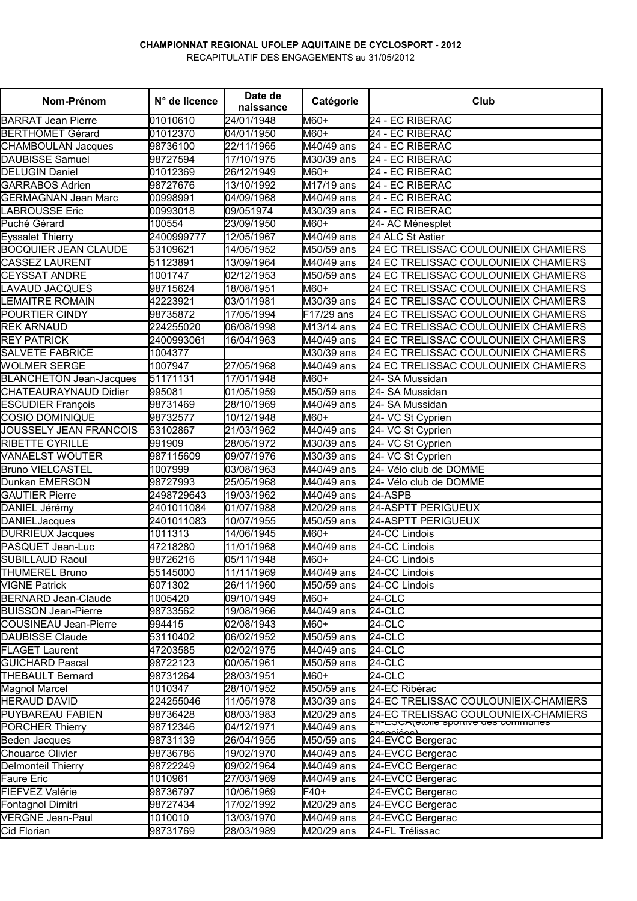**CHAMPIONNAT REGIONAL UFOLEP AQUITAINE DE CYCLOSPORT - 2012**

RECAPITULATIF DES ENGAGEMENTS au 31/05/2012

| Nom-Prénom | N° de licence | Date de naissance | Catégorie | Club |
|---|---|---|---|---|
| BARRAT Jean Pierre | 01010610 | 24/01/1948 | M60+ | 24 - EC RIBERAC |
| BERTHOMET Gérard | 01012370 | 04/01/1950 | M60+ | 24 - EC RIBERAC |
| CHAMBOULAN Jacques | 98736100 | 22/11/1965 | M40/49 ans | 24 - EC RIBERAC |
| DAUBISSE Samuel | 98727594 | 17/10/1975 | M30/39 ans | 24 - EC RIBERAC |
| DELUGIN Daniel | 01012369 | 26/12/1949 | M60+ | 24 - EC RIBERAC |
| GARRABOS Adrien | 98727676 | 13/10/1992 | M17/19 ans | 24 - EC RIBERAC |
| GERMAGNAN Jean Marc | 00998991 | 04/09/1968 | M40/49 ans | 24 - EC RIBERAC |
| LABROUSSE Eric | 00993018 | 09/051974 | M30/39 ans | 24 - EC RIBERAC |
| Puché Gérard | 100554 | 23/09/1950 | M60+ | 24- AC Ménesplet |
| Eyssalet Thierry | 2400999777 | 12/05/1967 | M40/49 ans | 24 ALC St Astier |
| BOCQUIER JEAN CLAUDE | 53109621 | 14/05/1952 | M50/59 ans | 24 EC TRELISSAC COULOUNIEIX CHAMIERS |
| CASSEZ LAURENT | 51123891 | 13/09/1964 | M40/49 ans | 24 EC TRELISSAC COULOUNIEIX CHAMIERS |
| CEYSSAT ANDRE | 1001747 | 02/12/1953 | M50/59 ans | 24 EC TRELISSAC COULOUNIEIX CHAMIERS |
| LAVAUD JACQUES | 98715624 | 18/08/1951 | M60+ | 24 EC TRELISSAC COULOUNIEIX CHAMIERS |
| LEMAITRE ROMAIN | 42223921 | 03/01/1981 | M30/39 ans | 24 EC TRELISSAC COULOUNIEIX CHAMIERS |
| POURTIER CINDY | 98735872 | 17/05/1994 | F17/29 ans | 24 EC TRELISSAC COULOUNIEIX CHAMIERS |
| REK ARNAUD | 224255020 | 06/08/1998 | M13/14 ans | 24 EC TRELISSAC COULOUNIEIX CHAMIERS |
| REY PATRICK | 2400993061 | 16/04/1963 | M40/49 ans | 24 EC TRELISSAC COULOUNIEIX CHAMIERS |
| SALVETE FABRICE | 1004377 | | M30/39 ans | 24 EC TRELISSAC COULOUNIEIX CHAMIERS |
| WOLMER SERGE | 1007947 | 27/05/1968 | M40/49 ans | 24 EC TRELISSAC COULOUNIEIX CHAMIERS |
| BLANCHETON Jean-Jacques | 51171131 | 17/01/1948 | M60+ | 24- SA Mussidan |
| CHATEAURAYNAUD Didier | 995081 | 01/05/1959 | M50/59 ans | 24- SA Mussidan |
| ESCUDIER François | 98731469 | 28/10/1969 | M40/49 ans | 24- SA Mussidan |
| COSIO DOMINIQUE | 98732577 | 10/12/1948 | M60+ | 24- VC St Cyprien |
| JOUSSELY JEAN FRANCOIS | 53102867 | 21/03/1962 | M40/49 ans | 24- VC St Cyprien |
| RIBETTE CYRILLE | 991909 | 28/05/1972 | M30/39 ans | 24- VC St Cyprien |
| VANAELST WOUTER | 987115609 | 09/07/1976 | M30/39 ans | 24- VC St Cyprien |
| Bruno VIELCASTEL | 1007999 | 03/08/1963 | M40/49 ans | 24- Vélo club de DOMME |
| Dunkan EMERSON | 98727993 | 25/05/1968 | M40/49 ans | 24- Vélo club de DOMME |
| GAUTIER Pierre | 2498729643 | 19/03/1962 | M40/49 ans | 24-ASPB |
| DANIEL Jérémy | 2401011084 | 01/07/1988 | M20/29 ans | 24-ASPTT PERIGUEUX |
| DANIELJacques | 2401011083 | 10/07/1955 | M50/59 ans | 24-ASPTT PERIGUEUX |
| DURRIEUX Jacques | 1011313 | 14/06/1945 | M60+ | 24-CC Lindois |
| PASQUET Jean-Luc | 47218280 | 11/01/1968 | M40/49 ans | 24-CC Lindois |
| SUBILLAUD Raoul | 98726216 | 05/11/1948 | M60+ | 24-CC Lindois |
| THUMEREL Bruno | 55145000 | 11/11/1969 | M40/49 ans | 24-CC Lindois |
| VIGNE Patrick | 6071302 | 26/11/1960 | M50/59 ans | 24-CC Lindois |
| BERNARD Jean-Claude | 1005420 | 09/10/1949 | M60+ | 24-CLC |
| BUISSON Jean-Pierre | 98733562 | 19/08/1966 | M40/49 ans | 24-CLC |
| COUSINEAU Jean-Pierre | 994415 | 02/08/1943 | M60+ | 24-CLC |
| DAUBISSE Claude | 53110402 | 06/02/1952 | M50/59 ans | 24-CLC |
| FLAGET Laurent | 47203585 | 02/02/1975 | M40/49 ans | 24-CLC |
| GUICHARD Pascal | 98722123 | 00/05/1961 | M50/59 ans | 24-CLC |
| THEBAULT Bernard | 98731264 | 28/03/1951 | M60+ | 24-CLC |
| Magnol Marcel | 1010347 | 28/10/1952 | M50/59 ans | 24-EC Ribérac |
| HERAUD DAVID | 224255046 | 11/05/1978 | M30/39 ans | 24-EC TRELISSAC COULOUNIEIX-CHAMIERS |
| PUYBAREAU FABIEN | 98736428 | 08/03/1983 | M20/29 ans | 24-EC TRELISSAC COULOUNIEIX-CHAMIERS |
| PORCHER Thierry | 98712346 | 04/12/1971 | M40/49 ans | 24-ESCA(étoile sportive des communes associées) |
| Beden Jacques | 98731139 | 26/04/1955 | M50/59 ans | 24-EVCC Bergerac |
| Chouarce Olivier | 98736786 | 19/02/1970 | M40/49 ans | 24-EVCC Bergerac |
| Delmonteil Thierry | 98722249 | 09/02/1964 | M40/49 ans | 24-EVCC Bergerac |
| Faure Eric | 1010961 | 27/03/1969 | M40/49 ans | 24-EVCC Bergerac |
| FIEFVEZ Valérie | 98736797 | 10/06/1969 | F40+ | 24-EVCC Bergerac |
| Fontagnol Dimitri | 98727434 | 17/02/1992 | M20/29 ans | 24-EVCC Bergerac |
| VERGNE Jean-Paul | 1010010 | 13/03/1970 | M40/49 ans | 24-EVCC Bergerac |
| Cid Florian | 98731769 | 28/03/1989 | M20/29 ans | 24-FL Trélissac |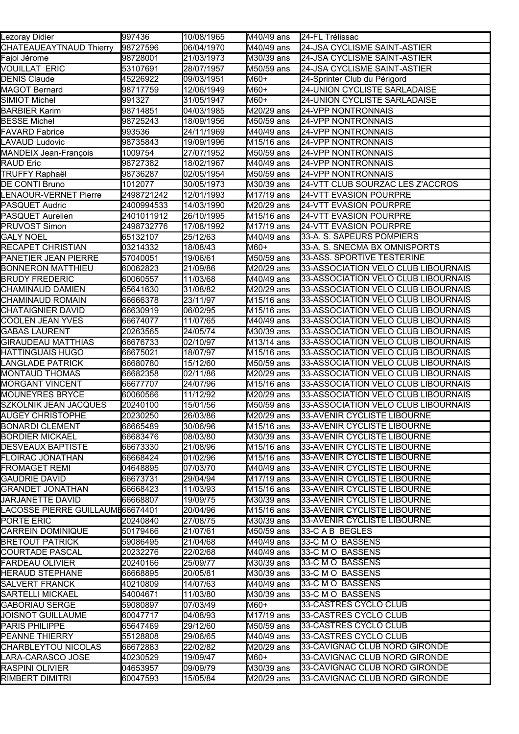| | | | | |
|---|---|---|---|---|
| Lezoray Didier | 997436 | 10/08/1965 | M40/49 ans | 24-FL Trélissac |
| CHATEAUEAYTNAUD Thierry | 98727596 | 06/04/1970 | M40/49 ans | 24-JSA CYCLISME SAINT-ASTIER |
| Fajol Jérome | 98728001 | 21/03/1973 | M30/39 ans | 24-JSA CYCLISME SAINT-ASTIER |
| VOUILLAT ERIC | 53107691 | 28/07/1957 | M50/59 ans | 24-JSA CYCLISME SAINT-ASTIER |
| DENIS Claude | 45226922 | 09/03/1951 | M60+ | 24-Sprinter Club du Périgord |
| MAGOT Bernard | 98717759 | 12/06/1949 | M60+ | 24-UNION CYCLISTE SARLADAISE |
| SIMIOT Michel | 991327 | 31/05/1947 | M60+ | 24-UNION CYCLISTE SARLADAISE |
| BARBIER Karim | 98714851 | 04/03/1985 | M20/29 ans | 24-VPP NONTRONNAIS |
| BESSE Michel | 98725243 | 18/09/1956 | M50/59 ans | 24-VPP NONTRONNAIS |
| FAVARD Fabrice | 993536 | 24/11/1969 | M40/49 ans | 24-VPP NONTRONNAIS |
| LAVAUD Ludovic | 98735843 | 19/09/1996 | M15/16 ans | 24-VPP NONTRONNAIS |
| MANDEIX Jean-François | 1009754 | 27/07/1952 | M50/59 ans | 24-VPP NONTRONNAIS |
| RAUD Eric | 98727382 | 18/02/1967 | M40/49 ans | 24-VPP NONTRONNAIS |
| TRUFFY Raphaël | 98736287 | 02/05/1954 | M50/59 ans | 24-VPP NONTRONNAIS |
| DE CONTI Bruno | 1012077 | 30/05/1973 | M30/39 ans | 24-VTT CLUB SOURZAC LES Z'ACCROS |
| LENAOUR-VERNET Pierre | 2498721242 | 12/01/1993 | M17/19 ans | 24-VTT EVASION POURPRE |
| PASQUET Audric | 2400994533 | 14/03/1990 | M20/29 ans | 24-VTT EVASION POURPRE |
| PASQUET Aurelien | 2401011912 | 26/10/1995 | M15/16 ans | 24-VTT EVASION POURPRE |
| PRUVOST Simon | 2498732776 | 17/08/1992 | M17/19 ans | 24-VTT EVASION POURPRE |
| GALY NOEL | 65132107 | 25/12/63 | M40/49 ans | 33-A. S. SAPEURS POMPIERS |
| RECAPET CHRISTIAN | 03214332 | 18/08/43 | M60+ | 33-A. S. SNECMA BX OMNISPORTS |
| PANETIER JEAN PIERRE | 57040051 | 19/06/61 | M50/59 ans | 33-ASS. SPORTIVE TESTERINE |
| BONNERON MATTHIEU | 60062823 | 21/09/86 | M20/29 ans | 33-ASSOCIATION VELO CLUB LIBOURNAIS |
| BRUDY FREDERIC | 60060557 | 11/03/68 | M40/49 ans | 33-ASSOCIATION VELO CLUB LIBOURNAIS |
| CHAMINAUD DAMIEN | 65641630 | 31/08/82 | M20/29 ans | 33-ASSOCIATION VELO CLUB LIBOURNAIS |
| CHAMINAUD ROMAIN | 66666378 | 23/11/97 | M15/16 ans | 33-ASSOCIATION VELO CLUB LIBOURNAIS |
| CHATAIGNIER DAVID | 66630919 | 06/02/95 | M15/16 ans | 33-ASSOCIATION VELO CLUB LIBOURNAIS |
| COOLEN JEAN YVES | 66674077 | 11/07/65 | M40/49 ans | 33-ASSOCIATION VELO CLUB LIBOURNAIS |
| GABAS LAURENT | 20263565 | 24/05/74 | M30/39 ans | 33-ASSOCIATION VELO CLUB LIBOURNAIS |
| GIRAUDEAU MATTHIAS | 66676733 | 02/10/97 | M13/14 ans | 33-ASSOCIATION VELO CLUB LIBOURNAIS |
| HATTINGUAIS HUGO | 66675021 | 18/07/97 | M15/16 ans | 33-ASSOCIATION VELO CLUB LIBOURNAIS |
| LANGLADE PATRICK | 66680780 | 15/12/60 | M50/59 ans | 33-ASSOCIATION VELO CLUB LIBOURNAIS |
| MONTAUD THOMAS | 66682358 | 02/11/86 | M20/29 ans | 33-ASSOCIATION VELO CLUB LIBOURNAIS |
| MORGANT VINCENT | 66677707 | 24/07/96 | M15/16 ans | 33-ASSOCIATION VELO CLUB LIBOURNAIS |
| MOUNEYRES BRYCE | 60060566 | 11/12/92 | M20/29 ans | 33-ASSOCIATION VELO CLUB LIBOURNAIS |
| SZKOLNIK JEAN JACQUES | 20240100 | 15/01/56 | M50/59 ans | 33-ASSOCIATION VELO CLUB LIBOURNAIS |
| AUGEY CHRISTOPHE | 20230250 | 26/03/86 | M20/29 ans | 33-AVENIR CYCLISTE LIBOURNE |
| BONARDI CLEMENT | 66665489 | 30/06/96 | M15/16 ans | 33-AVENIR CYCLISTE LIBOURNE |
| BORDIER MICKAEL | 66683476 | 08/03/80 | M30/39 ans | 33-AVENIR CYCLISTE LIBOURNE |
| DESVEAUX BAPTISTE | 66673330 | 21/08/96 | M15/16 ans | 33-AVENIR CYCLISTE LIBOURNE |
| FLOIRAC JONATHAN | 66668424 | 01/02/96 | M15/16 ans | 33-AVENIR CYCLISTE LIBOURNE |
| FROMAGET REMI | 04648895 | 07/03/70 | M40/49 ans | 33-AVENIR CYCLISTE LIBOURNE |
| GAUDRIE DAVID | 66673731 | 29/04/94 | M17/19 ans | 33-AVENIR CYCLISTE LIBOURNE |
| GRANDET JONATHAN | 66668423 | 11/03/93 | M15/16 ans | 33-AVENIR CYCLISTE LIBOURNE |
| JARJANETTE DAVID | 66668807 | 19/09/75 | M30/39 ans | 33-AVENIR CYCLISTE LIBOURNE |
| LACOSSE PIERRE GUILLAUME | 66674401 | 20/04/96 | M15/16 ans | 33-AVENIR CYCLISTE LIBOURNE |
| PORTE ERIC | 20240840 | 27/08/75 | M30/39 ans | 33-AVENIR CYCLISTE LIBOURNE |
| CARREIN DOMINIQUE | 50179466 | 21/07/61 | M50/59 ans | 33-C A B BEGLES |
| BRETOUT PATRICK | 59086495 | 21/04/68 | M40/49 ans | 33-C M O BASSENS |
| COURTADE PASCAL | 20232276 | 22/02/68 | M40/49 ans | 33-C M O BASSENS |
| FARDEAU OLIVIER | 20240166 | 25/09/77 | M30/39 ans | 33-C M O BASSENS |
| HERAUD STEPHANE | 66668895 | 20/05/81 | M30/39 ans | 33-C M O BASSENS |
| SALVERT FRANCK | 40210809 | 14/07/63 | M40/49 ans | 33-C M O BASSENS |
| SARTELLI MICKAEL | 54004671 | 11/03/80 | M30/39 ans | 33-C M O BASSENS |
| GABORIAU SERGE | 59080897 | 07/03/49 | M60+ | 33-CASTRES CYCLO CLUB |
| JOISNOT GUILLAUME | 60047717 | 04/08/93 | M17/19 ans | 33-CASTRES CYCLO CLUB |
| PARIS PHILIPPE | 65647469 | 29/12/60 | M50/59 ans | 33-CASTRES CYCLO CLUB |
| PEANNE THIERRY | 55128808 | 29/06/65 | M40/49 ans | 33-CASTRES CYCLO CLUB |
| CHARBLEYTOU NICOLAS | 66672883 | 22/02/82 | M20/29 ans | 33-CAVIGNAC CLUB NORD GIRONDE |
| LARA-CARASCO JOSE | 40230529 | 19/09/47 | M60+ | 33-CAVIGNAC CLUB NORD GIRONDE |
| RASPINI OLIVIER | 04653957 | 09/09/79 | M30/39 ans | 33-CAVIGNAC CLUB NORD GIRONDE |
| RIMBERT DIMITRI | 60047593 | 15/05/84 | M20/29 ans | 33-CAVIGNAC CLUB NORD GIRONDE |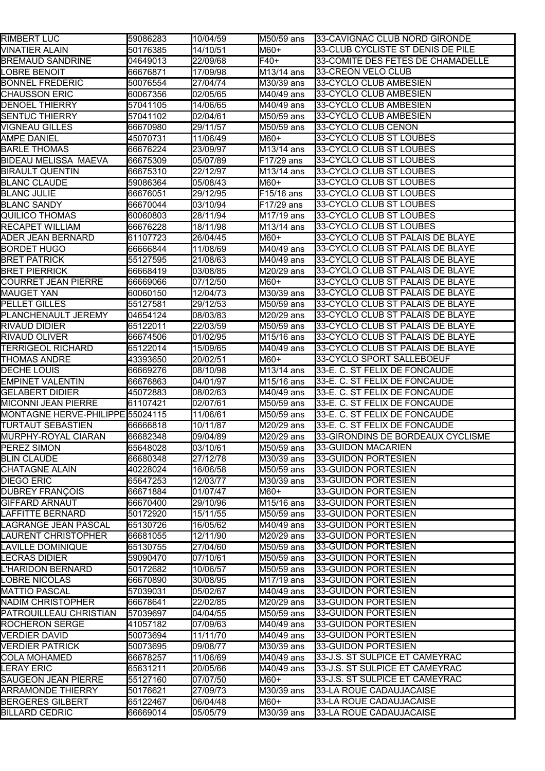| RIMBERT LUC | 59086283 | 10/04/59 | M50/59 ans | 33-CAVIGNAC CLUB NORD GIRONDE |
|---|---|---|---|---|
| VINATIER ALAIN | 50176385 | 14/10/51 | M60+ | 33-CLUB CYCLISTE ST DENIS DE PILE |
| BREMAUD SANDRINE | 04649013 | 22/09/68 | F40+ | 33-COMITE DES FETES DE CHAMADELLE |
| LOBRE BENOIT | 66676871 | 17/09/98 | M13/14 ans | 33-CREON VELO CLUB |
| BONNEL FREDERIC | 50076554 | 27/04/74 | M30/39 ans | 33-CYCLO CLUB AMBESIEN |
| CHAUSSON ERIC | 60067356 | 02/05/65 | M40/49 ans | 33-CYCLO CLUB AMBESIEN |
| DENOEL THIERRY | 57041105 | 14/06/65 | M40/49 ans | 33-CYCLO CLUB AMBESIEN |
| SENTUC THIERRY | 57041102 | 02/04/61 | M50/59 ans | 33-CYCLO CLUB AMBESIEN |
| VIGNEAU GILLES | 66670980 | 29/11/57 | M50/59 ans | 33-CYCLO CLUB CENON |
| AMPE DANIEL | 45070731 | 11/06/49 | M60+ | 33-CYCLO CLUB ST LOUBES |
| BARLE THOMAS | 66676224 | 23/09/97 | M13/14 ans | 33-CYCLO CLUB ST LOUBES |
| BIDEAU MELISSA MAEVA | 66675309 | 05/07/89 | F17/29 ans | 33-CYCLO CLUB ST LOUBES |
| BIRAULT QUENTIN | 66675310 | 22/12/97 | M13/14 ans | 33-CYCLO CLUB ST LOUBES |
| BLANC CLAUDE | 59086364 | 05/08/43 | M60+ | 33-CYCLO CLUB ST LOUBES |
| BLANC JULIE | 66676051 | 29/12/95 | F15/16 ans | 33-CYCLO CLUB ST LOUBES |
| BLANC SANDY | 66670044 | 03/10/94 | F17/29 ans | 33-CYCLO CLUB ST LOUBES |
| QUILICO THOMAS | 60060803 | 28/11/94 | M17/19 ans | 33-CYCLO CLUB ST LOUBES |
| RECAPET WILLIAM | 66676228 | 18/11/98 | M13/14 ans | 33-CYCLO CLUB ST LOUBES |
| ADER JEAN BERNARD | 61107723 | 26/04/45 | M60+ | 33-CYCLO CLUB ST PALAIS DE BLAYE |
| BORDET HUGO | 66666844 | 11/08/69 | M40/49 ans | 33-CYCLO CLUB ST PALAIS DE BLAYE |
| BRET PATRICK | 55127595 | 21/08/63 | M40/49 ans | 33-CYCLO CLUB ST PALAIS DE BLAYE |
| BRET PIERRICK | 66668419 | 03/08/85 | M20/29 ans | 33-CYCLO CLUB ST PALAIS DE BLAYE |
| COURRET JEAN PIERRE | 66669066 | 07/12/50 | M60+ | 33-CYCLO CLUB ST PALAIS DE BLAYE |
| MAUGET YAN | 60060150 | 12/04/73 | M30/39 ans | 33-CYCLO CLUB ST PALAIS DE BLAYE |
| PELLET GILLES | 55127581 | 29/12/53 | M50/59 ans | 33-CYCLO CLUB ST PALAIS DE BLAYE |
| PLANCHENAULT JEREMY | 04654124 | 08/03/83 | M20/29 ans | 33-CYCLO CLUB ST PALAIS DE BLAYE |
| RIVAUD DIDIER | 65122011 | 22/03/59 | M50/59 ans | 33-CYCLO CLUB ST PALAIS DE BLAYE |
| RIVAUD OLIVER | 66674506 | 01/02/95 | M15/16 ans | 33-CYCLO CLUB ST PALAIS DE BLAYE |
| TERRIGEOL RICHARD | 65122014 | 15/09/65 | M40/49 ans | 33-CYCLO CLUB ST PALAIS DE BLAYE |
| THOMAS ANDRE | 43393650 | 20/02/51 | M60+ | 33-CYCLO SPORT SALLEBOEUF |
| DECHE LOUIS | 66669276 | 08/10/98 | M13/14 ans | 33-E. C. ST FELIX DE FONCAUDE |
| EMPINET VALENTIN | 66676863 | 04/01/97 | M15/16 ans | 33-E. C. ST FELIX DE FONCAUDE |
| GELABERT DIDIER | 45072883 | 08/02/63 | M40/49 ans | 33-E. C. ST FELIX DE FONCAUDE |
| MICONNI JEAN PIERRE | 61107421 | 02/07/61 | M50/59 ans | 33-E. C. ST FELIX DE FONCAUDE |
| MONTAGNE HERVE-PHILIPPE | 55024115 | 11/06/61 | M50/59 ans | 33-E. C. ST FELIX DE FONCAUDE |
| TURTAUT SEBASTIEN | 66666818 | 10/11/87 | M20/29 ans | 33-E. C. ST FELIX DE FONCAUDE |
| MURPHY-ROYAL CIARAN | 66682348 | 09/04/89 | M20/29 ans | 33-GIRONDINS DE BORDEAUX CYCLISME |
| PEREZ SIMON | 65648028 | 03/10/61 | M50/59 ans | 33-GUIDON MACARIEN |
| BLIN CLAUDE | 66680348 | 27/12/78 | M30/39 ans | 33-GUIDON PORTESIEN |
| CHATAGNE ALAIN | 40228024 | 16/06/58 | M50/59 ans | 33-GUIDON PORTESIEN |
| DIEGO ERIC | 65647253 | 12/03/77 | M30/39 ans | 33-GUIDON PORTESIEN |
| DUBREY FRANÇOIS | 66671884 | 01/07/47 | M60+ | 33-GUIDON PORTESIEN |
| GIFFARD ARNAUT | 66670400 | 29/10/96 | M15/16 ans | 33-GUIDON PORTESIEN |
| LAFFITTE BERNARD | 50172920 | 15/11/55 | M50/59 ans | 33-GUIDON PORTESIEN |
| LAGRANGE JEAN PASCAL | 65130726 | 16/05/62 | M40/49 ans | 33-GUIDON PORTESIEN |
| LAURENT CHRISTOPHER | 66681055 | 12/11/90 | M20/29 ans | 33-GUIDON PORTESIEN |
| LAVILLE DOMINIQUE | 65130755 | 27/04/60 | M50/59 ans | 33-GUIDON PORTESIEN |
| LECRAS DIDIER | 59090470 | 07/10/61 | M50/59 ans | 33-GUIDON PORTESIEN |
| L'HARIDON BERNARD | 50172682 | 10/06/57 | M50/59 ans | 33-GUIDON PORTESIEN |
| LOBRE NICOLAS | 66670890 | 30/08/95 | M17/19 ans | 33-GUIDON PORTESIEN |
| MATTIO PASCAL | 57039031 | 05/02/67 | M40/49 ans | 33-GUIDON PORTESIEN |
| NADIM CHRISTOPHER | 66678641 | 22/02/85 | M20/29 ans | 33-GUIDON PORTESIEN |
| PATROUILLEAU CHRISTIAN | 57039697 | 04/04/55 | M50/59 ans | 33-GUIDON PORTESIEN |
| ROCHERON SERGE | 41057182 | 07/09/63 | M40/49 ans | 33-GUIDON PORTESIEN |
| VERDIER DAVID | 50073694 | 11/11/70 | M40/49 ans | 33-GUIDON PORTESIEN |
| VERDIER PATRICK | 50073695 | 09/08/77 | M30/39 ans | 33-GUIDON PORTESIEN |
| COLA MOHAMED | 66678257 | 11/06/69 | M40/49 ans | 33-J.S. ST SULPICE ET CAMEYRAC |
| LERAY ERIC | 65631211 | 20/05/66 | M40/49 ans | 33-J.S. ST SULPICE ET CAMEYRAC |
| SAUGEON JEAN PIERRE | 55127160 | 07/07/50 | M60+ | 33-J.S. ST SULPICE ET CAMEYRAC |
| ARRAMONDE THIERRY | 50176621 | 27/09/73 | M30/39 ans | 33-LA ROUE CADAUJACAISE |
| BERGERES GILBERT | 65122467 | 06/04/48 | M60+ | 33-LA ROUE CADAUJACAISE |
| BILLARD CEDRIC | 66669014 | 05/05/79 | M30/39 ans | 33-LA ROUE CADAUJACAISE |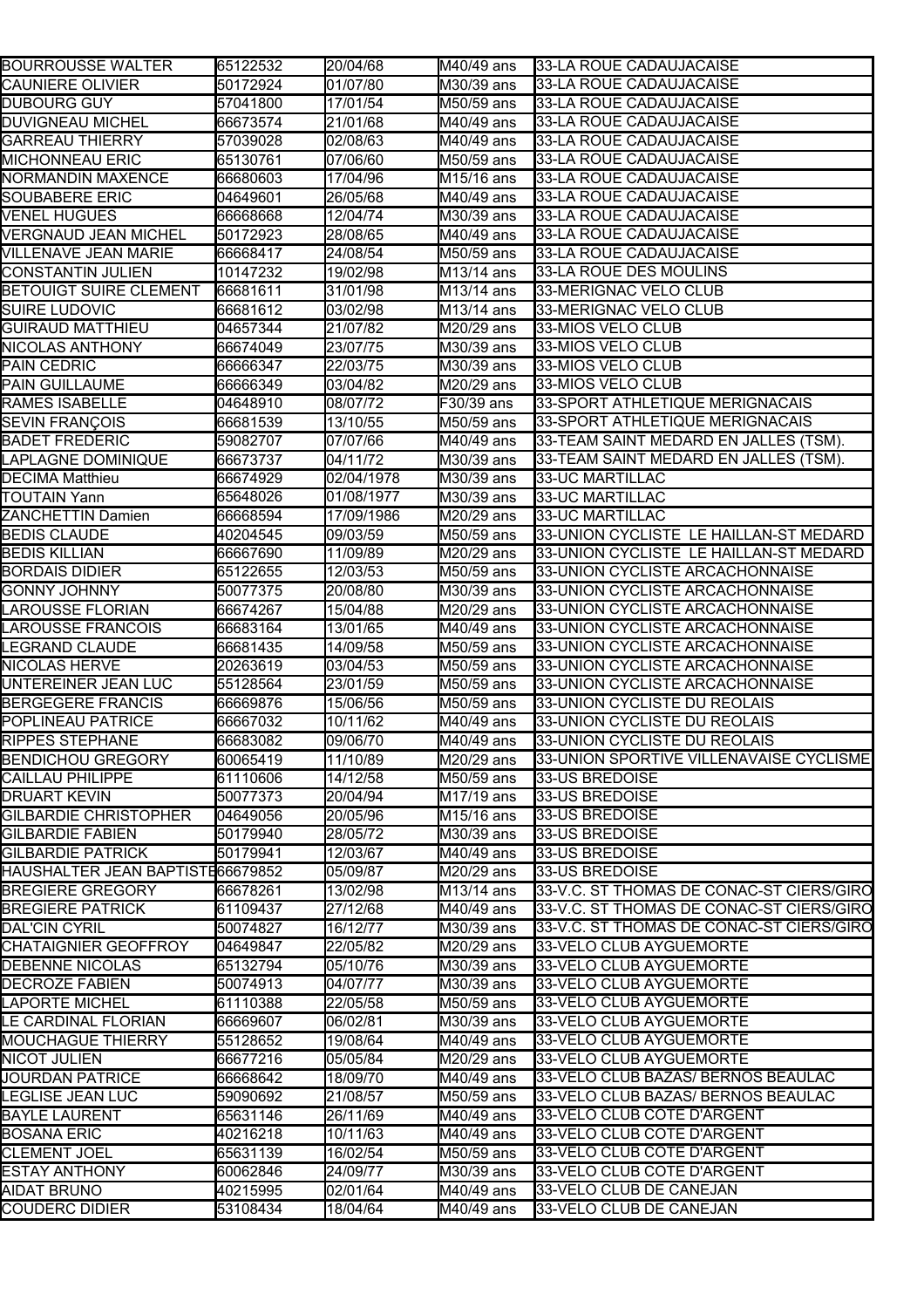| BOURROUSSE WALTER | 65122532 | 20/04/68 | M40/49 ans | 33-LA ROUE CADAUJACAISE |
|---|---|---|---|---|
| CAUNIERE OLIVIER | 50172924 | 01/07/80 | M30/39 ans | 33-LA ROUE CADAUJACAISE |
| DUBOURG GUY | 57041800 | 17/01/54 | M50/59 ans | 33-LA ROUE CADAUJACAISE |
| DUVIGNEAU MICHEL | 66673574 | 21/01/68 | M40/49 ans | 33-LA ROUE CADAUJACAISE |
| GARREAU THIERRY | 57039028 | 02/08/63 | M40/49 ans | 33-LA ROUE CADAUJACAISE |
| MICHONNEAU ERIC | 65130761 | 07/06/60 | M50/59 ans | 33-LA ROUE CADAUJACAISE |
| NORMANDIN MAXENCE | 66680603 | 17/04/96 | M15/16 ans | 33-LA ROUE CADAUJACAISE |
| SOUBABERE ERIC | 04649601 | 26/05/68 | M40/49 ans | 33-LA ROUE CADAUJACAISE |
| VENEL HUGUES | 66668668 | 12/04/74 | M30/39 ans | 33-LA ROUE CADAUJACAISE |
| VERGNAUD JEAN MICHEL | 50172923 | 28/08/65 | M40/49 ans | 33-LA ROUE CADAUJACAISE |
| VILLENAVE JEAN MARIE | 66668417 | 24/08/54 | M50/59 ans | 33-LA ROUE CADAUJACAISE |
| CONSTANTIN JULIEN | 10147232 | 19/02/98 | M13/14 ans | 33-LA ROUE DES MOULINS |
| BETOUIGT SUIRE CLEMENT | 66681611 | 31/01/98 | M13/14 ans | 33-MERIGNAC VELO CLUB |
| SUIRE LUDOVIC | 66681612 | 03/02/98 | M13/14 ans | 33-MERIGNAC VELO CLUB |
| GUIRAUD MATTHIEU | 04657344 | 21/07/82 | M20/29 ans | 33-MIOS VELO CLUB |
| NICOLAS ANTHONY | 66674049 | 23/07/75 | M30/39 ans | 33-MIOS VELO CLUB |
| PAIN CEDRIC | 66666347 | 22/03/75 | M30/39 ans | 33-MIOS VELO CLUB |
| PAIN GUILLAUME | 66666349 | 03/04/82 | M20/29 ans | 33-MIOS VELO CLUB |
| RAMES ISABELLE | 04648910 | 08/07/72 | F30/39 ans | 33-SPORT ATHLETIQUE MERIGNACAIS |
| SEVIN FRANÇOIS | 66681539 | 13/10/55 | M50/59 ans | 33-SPORT ATHLETIQUE MERIGNACAIS |
| BADET FREDERIC | 59082707 | 07/07/66 | M40/49 ans | 33-TEAM SAINT MEDARD EN JALLES (TSM). |
| LAPLAGNE DOMINIQUE | 66673737 | 04/11/72 | M30/39 ans | 33-TEAM SAINT MEDARD EN JALLES (TSM). |
| DECIMA Matthieu | 66674929 | 02/04/1978 | M30/39 ans | 33-UC MARTILLAC |
| TOUTAIN Yann | 65648026 | 01/08/1977 | M30/39 ans | 33-UC MARTILLAC |
| ZANCHETTIN Damien | 66668594 | 17/09/1986 | M20/29 ans | 33-UC MARTILLAC |
| BEDIS CLAUDE | 40204545 | 09/03/59 | M50/59 ans | 33-UNION CYCLISTE LE HAILLAN-ST MEDARD |
| BEDIS KILLIAN | 66667690 | 11/09/89 | M20/29 ans | 33-UNION CYCLISTE LE HAILLAN-ST MEDARD |
| BORDAIS DIDIER | 65122655 | 12/03/53 | M50/59 ans | 33-UNION CYCLISTE ARCACHONNAISE |
| GONNY JOHNNY | 50077375 | 20/08/80 | M30/39 ans | 33-UNION CYCLISTE ARCACHONNAISE |
| LAROUSSE FLORIAN | 66674267 | 15/04/88 | M20/29 ans | 33-UNION CYCLISTE ARCACHONNAISE |
| LAROUSSE FRANCOIS | 66683164 | 13/01/65 | M40/49 ans | 33-UNION CYCLISTE ARCACHONNAISE |
| LEGRAND CLAUDE | 66681435 | 14/09/58 | M50/59 ans | 33-UNION CYCLISTE ARCACHONNAISE |
| NICOLAS HERVE | 20263619 | 03/04/53 | M50/59 ans | 33-UNION CYCLISTE ARCACHONNAISE |
| UNTEREINER JEAN LUC | 55128564 | 23/01/59 | M50/59 ans | 33-UNION CYCLISTE ARCACHONNAISE |
| BERGEGERE FRANCIS | 66669876 | 15/06/56 | M50/59 ans | 33-UNION CYCLISTE DU REOLAIS |
| POPLINEAU PATRICE | 66667032 | 10/11/62 | M40/49 ans | 33-UNION CYCLISTE DU REOLAIS |
| RIPPES STEPHANE | 66683082 | 09/06/70 | M40/49 ans | 33-UNION CYCLISTE DU REOLAIS |
| BENDICHOU GREGORY | 60065419 | 11/10/89 | M20/29 ans | 33-UNION SPORTIVE VILLENAVAISE CYCLISME |
| CAILLAU PHILIPPE | 61110606 | 14/12/58 | M50/59 ans | 33-US BREDOISE |
| DRUART KEVIN | 50077373 | 20/04/94 | M17/19 ans | 33-US BREDOISE |
| GILBARDIE CHRISTOPHER | 04649056 | 20/05/96 | M15/16 ans | 33-US BREDOISE |
| GILBARDIE FABIEN | 50179940 | 28/05/72 | M30/39 ans | 33-US BREDOISE |
| GILBARDIE PATRICK | 50179941 | 12/03/67 | M40/49 ans | 33-US BREDOISE |
| HAUSHALTER JEAN BAPTISTE | 66679852 | 05/09/87 | M20/29 ans | 33-US BREDOISE |
| BREGIERE GREGORY | 66678261 | 13/02/98 | M13/14 ans | 33-V.C. ST THOMAS DE CONAC-ST CIERS/GIRO |
| BREGIERE PATRICK | 61109437 | 27/12/68 | M40/49 ans | 33-V.C. ST THOMAS DE CONAC-ST CIERS/GIRO |
| DAL'CIN CYRIL | 50074827 | 16/12/77 | M30/39 ans | 33-V.C. ST THOMAS DE CONAC-ST CIERS/GIRO |
| CHATAIGNIER GEOFFROY | 04649847 | 22/05/82 | M20/29 ans | 33-VELO CLUB AYGUEMORTE |
| DEBENNE NICOLAS | 65132794 | 05/10/76 | M30/39 ans | 33-VELO CLUB AYGUEMORTE |
| DECROZE FABIEN | 50074913 | 04/07/77 | M30/39 ans | 33-VELO CLUB AYGUEMORTE |
| LAPORTE MICHEL | 61110388 | 22/05/58 | M50/59 ans | 33-VELO CLUB AYGUEMORTE |
| LE CARDINAL FLORIAN | 66669607 | 06/02/81 | M30/39 ans | 33-VELO CLUB AYGUEMORTE |
| MOUCHAGUE THIERRY | 55128652 | 19/08/64 | M40/49 ans | 33-VELO CLUB AYGUEMORTE |
| NICOT JULIEN | 66677216 | 05/05/84 | M20/29 ans | 33-VELO CLUB AYGUEMORTE |
| JOURDAN PATRICE | 66668642 | 18/09/70 | M40/49 ans | 33-VELO CLUB BAZAS/ BERNOS BEAULAC |
| LEGLISE JEAN LUC | 59090692 | 21/08/57 | M50/59 ans | 33-VELO CLUB BAZAS/ BERNOS BEAULAC |
| BAYLE LAURENT | 65631146 | 26/11/69 | M40/49 ans | 33-VELO CLUB COTE D'ARGENT |
| BOSANA ERIC | 40216218 | 10/11/63 | M40/49 ans | 33-VELO CLUB COTE D'ARGENT |
| CLEMENT JOEL | 65631139 | 16/02/54 | M50/59 ans | 33-VELO CLUB COTE D'ARGENT |
| ESTAY ANTHONY | 60062846 | 24/09/77 | M30/39 ans | 33-VELO CLUB COTE D'ARGENT |
| AIDAT BRUNO | 40215995 | 02/01/64 | M40/49 ans | 33-VELO CLUB DE CANEJAN |
| COUDERC DIDIER | 53108434 | 18/04/64 | M40/49 ans | 33-VELO CLUB DE CANEJAN |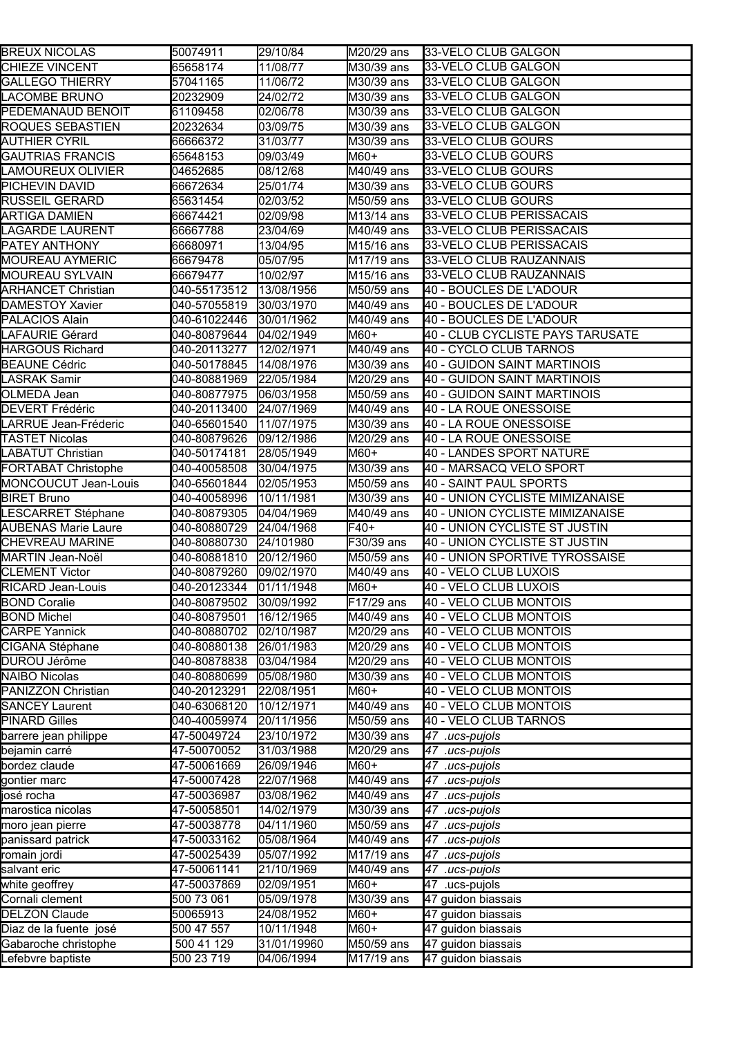| BREUX NICOLAS | 50074911 | 29/10/84 | M20/29 ans | 33-VELO CLUB GALGON |
|---|---|---|---|---|
| CHIEZE VINCENT | 65658174 | 11/08/77 | M30/39 ans | 33-VELO CLUB GALGON |
| GALLEGO THIERRY | 57041165 | 11/06/72 | M30/39 ans | 33-VELO CLUB GALGON |
| LACOMBE BRUNO | 20232909 | 24/02/72 | M30/39 ans | 33-VELO CLUB GALGON |
| PEDEMANAUD BENOIT | 61109458 | 02/06/78 | M30/39 ans | 33-VELO CLUB GALGON |
| ROQUES SEBASTIEN | 20232634 | 03/09/75 | M30/39 ans | 33-VELO CLUB GALGON |
| AUTHIER CYRIL | 66666372 | 31/03/77 | M30/39 ans | 33-VELO CLUB GOURS |
| GAUTRIAS FRANCIS | 65648153 | 09/03/49 | M60+ | 33-VELO CLUB GOURS |
| LAMOUREUX OLIVIER | 04652685 | 08/12/68 | M40/49 ans | 33-VELO CLUB GOURS |
| PICHEVIN DAVID | 66672634 | 25/01/74 | M30/39 ans | 33-VELO CLUB GOURS |
| RUSSEIL GERARD | 65631454 | 02/03/52 | M50/59 ans | 33-VELO CLUB GOURS |
| ARTIGA DAMIEN | 66674421 | 02/09/98 | M13/14 ans | 33-VELO CLUB PERISSACAIS |
| LAGARDE LAURENT | 66667788 | 23/04/69 | M40/49 ans | 33-VELO CLUB PERISSACAIS |
| PATEY ANTHONY | 66680971 | 13/04/95 | M15/16 ans | 33-VELO CLUB PERISSACAIS |
| MOUREAU AYMERIC | 66679478 | 05/07/95 | M17/19 ans | 33-VELO CLUB RAUZANNAIS |
| MOUREAU SYLVAIN | 66679477 | 10/02/97 | M15/16 ans | 33-VELO CLUB RAUZANNAIS |
| ARHANCET Christian | 040-55173512 | 13/08/1956 | M50/59 ans | 40 - BOUCLES DE L'ADOUR |
| DAMESTOY Xavier | 040-57055819 | 30/03/1970 | M40/49 ans | 40 - BOUCLES DE L'ADOUR |
| PALACIOS Alain | 040-61022446 | 30/01/1962 | M40/49 ans | 40 - BOUCLES DE L'ADOUR |
| LAFAURIE Gérard | 040-80879644 | 04/02/1949 | M60+ | 40 - CLUB CYCLISTE PAYS TARUSATE |
| HARGOUS Richard | 040-20113277 | 12/02/1971 | M40/49 ans | 40 - CYCLO CLUB TARNOS |
| BEAUNE Cédric | 040-50178845 | 14/08/1976 | M30/39 ans | 40 - GUIDON SAINT MARTINOIS |
| LASRAK Samir | 040-80881969 | 22/05/1984 | M20/29 ans | 40 - GUIDON SAINT MARTINOIS |
| OLMEDA Jean | 040-80877975 | 06/03/1958 | M50/59 ans | 40 - GUIDON SAINT MARTINOIS |
| DEVERT Frédéric | 040-20113400 | 24/07/1969 | M40/49 ans | 40 - LA ROUE ONESSOISE |
| LARRUE Jean-Fréderic | 040-65601540 | 11/07/1975 | M30/39 ans | 40 - LA ROUE ONESSOISE |
| TASTET Nicolas | 040-80879626 | 09/12/1986 | M20/29 ans | 40 - LA ROUE ONESSOISE |
| LABATUT Christian | 040-50174181 | 28/05/1949 | M60+ | 40 - LANDES SPORT NATURE |
| FORTABAT Christophe | 040-40058508 | 30/04/1975 | M30/39 ans | 40 - MARSACQ VELO SPORT |
| MONCOUCUT Jean-Louis | 040-65601844 | 02/05/1953 | M50/59 ans | 40 - SAINT PAUL SPORTS |
| BIRET Bruno | 040-40058996 | 10/11/1981 | M30/39 ans | 40 - UNION CYCLISTE MIMIZANAISE |
| LESCARRET Stéphane | 040-80879305 | 04/04/1969 | M40/49 ans | 40 - UNION CYCLISTE MIMIZANAISE |
| AUBENAS Marie Laure | 040-80880729 | 24/04/1968 | F40+ | 40 - UNION CYCLISTE ST JUSTIN |
| CHEVREAU MARINE | 040-80880730 | 24/101980 | F30/39 ans | 40 - UNION CYCLISTE ST JUSTIN |
| MARTIN Jean-Noël | 040-80881810 | 20/12/1960 | M50/59 ans | 40 - UNION SPORTIVE TYROSSAISE |
| CLEMENT Victor | 040-80879260 | 09/02/1970 | M40/49 ans | 40 - VELO CLUB LUXOIS |
| RICARD Jean-Louis | 040-20123344 | 01/11/1948 | M60+ | 40 - VELO CLUB LUXOIS |
| BOND Coralie | 040-80879502 | 30/09/1992 | F17/29 ans | 40 - VELO CLUB MONTOIS |
| BOND Michel | 040-80879501 | 16/12/1965 | M40/49 ans | 40 - VELO CLUB MONTOIS |
| CARPE Yannick | 040-80880702 | 02/10/1987 | M20/29 ans | 40 - VELO CLUB MONTOIS |
| CIGANA Stéphane | 040-80880138 | 26/01/1983 | M20/29 ans | 40 - VELO CLUB MONTOIS |
| DUROU Jérôme | 040-80878838 | 03/04/1984 | M20/29 ans | 40 - VELO CLUB MONTOIS |
| NAIBO Nicolas | 040-80880699 | 05/08/1980 | M30/39 ans | 40 - VELO CLUB MONTOIS |
| PANIZZON Christian | 040-20123291 | 22/08/1951 | M60+ | 40 - VELO CLUB MONTOIS |
| SANCEY Laurent | 040-63068120 | 10/12/1971 | M40/49 ans | 40 - VELO CLUB MONTOIS |
| PINARD Gilles | 040-40059974 | 20/11/1956 | M50/59 ans | 40 - VELO CLUB TARNOS |
| barrere jean philippe | 47-50049724 | 23/10/1972 | M30/39 ans | *47 .ucs-pujols* |
| bejamin carré | 47-50070052 | 31/03/1988 | M20/29 ans | *47 .ucs-pujols* |
| bordez claude | 47-50061669 | 26/09/1946 | M60+ | *47 .ucs-pujols* |
| gontier marc | 47-50007428 | 22/07/1968 | M40/49 ans | *47 .ucs-pujols* |
| josé rocha | 47-50036987 | 03/08/1962 | M40/49 ans | *47 .ucs-pujols* |
| marostica nicolas | 47-50058501 | 14/02/1979 | M30/39 ans | *47 .ucs-pujols* |
| moro jean pierre | 47-50038778 | 04/11/1960 | M50/59 ans | *47 .ucs-pujols* |
| panissard patrick | 47-50033162 | 05/08/1964 | M40/49 ans | *47 .ucs-pujols* |
| romain jordi | 47-50025439 | 05/07/1992 | M17/19 ans | *47 .ucs-pujols* |
| salvant eric | 47-50061141 | 21/10/1969 | M40/49 ans | *47 .ucs-pujols* |
| white geoffrey | 47-50037869 | 02/09/1951 | M60+ | 47 .ucs-pujols |
| Cornali clement | 500 73 061 | 05/09/1978 | M30/39 ans | 47 guidon biassais |
| DELZON Claude | 50065913 | 24/08/1952 | M60+ | 47 guidon biassais |
| Diaz de la fuente josé | 500 47 557 | 10/11/1948 | M60+ | 47 guidon biassais |
| Gabaroche christophe | 500 41 129 | 31/01/19960 | M50/59 ans | 47 guidon biassais |
| Lefebvre baptiste | 500 23 719 | 04/06/1994 | M17/19 ans | 47 guidon biassais |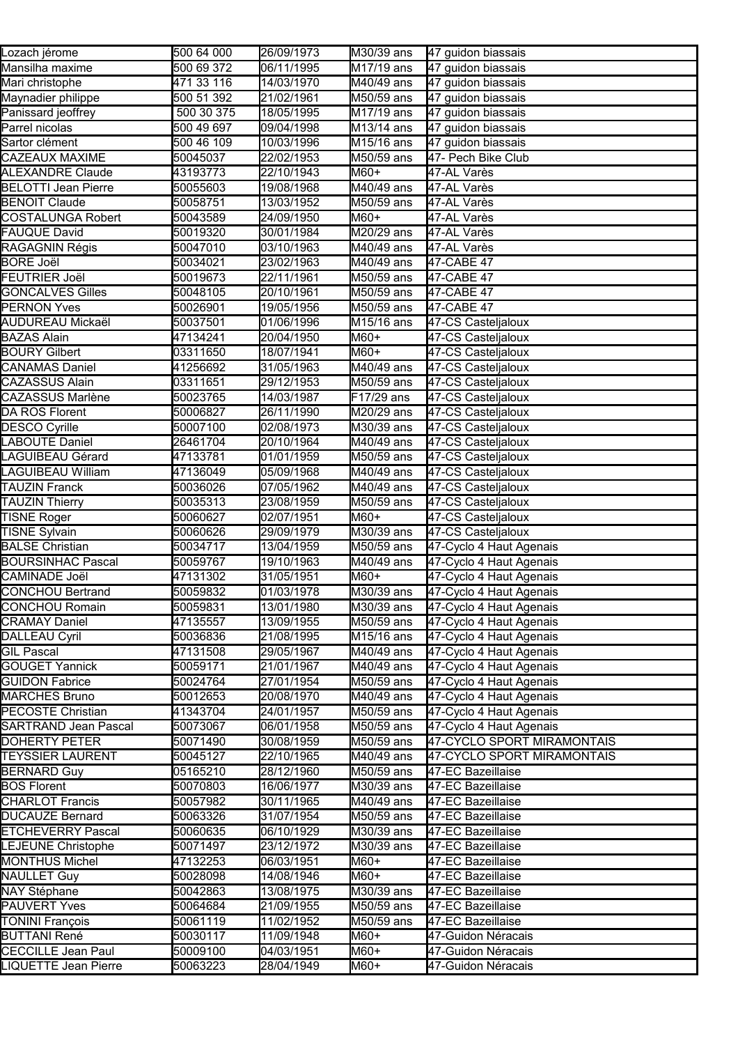| Lozach jérome | 500 64 000 | 26/09/1973 | M30/39 ans | 47 guidon biassais |
|---|---|---|---|---|
| Mansilha maxime | 500 69 372 | 06/11/1995 | M17/19 ans | 47 guidon biassais |
| Mari christophe | 471 33 116 | 14/03/1970 | M40/49 ans | 47 guidon biassais |
| Maynadier philippe | 500 51 392 | 21/02/1961 | M50/59 ans | 47 guidon biassais |
| Panissard jeoffrey | 500 30 375 | 18/05/1995 | M17/19 ans | 47 guidon biassais |
| Parrel nicolas | 500 49 697 | 09/04/1998 | M13/14 ans | 47 guidon biassais |
| Sartor clément | 500 46 109 | 10/03/1996 | M15/16 ans | 47 guidon biassais |
| CAZEAUX MAXIME | 50045037 | 22/02/1953 | M50/59 ans | 47- Pech Bike Club |
| ALEXANDRE Claude | 43193773 | 22/10/1943 | M60+ | 47-AL Varès |
| BELOTTI Jean Pierre | 50055603 | 19/08/1968 | M40/49 ans | 47-AL Varès |
| BENOIT Claude | 50058751 | 13/03/1952 | M50/59 ans | 47-AL Varès |
| COSTALUNGA Robert | 50043589 | 24/09/1950 | M60+ | 47-AL Varès |
| FAUQUE David | 50019320 | 30/01/1984 | M20/29 ans | 47-AL Varès |
| RAGAGNIN Régis | 50047010 | 03/10/1963 | M40/49 ans | 47-AL Varès |
| BORE Joël | 50034021 | 23/02/1963 | M40/49 ans | 47-CABE 47 |
| FEUTRIER Joël | 50019673 | 22/11/1961 | M50/59 ans | 47-CABE 47 |
| GONCALVES Gilles | 50048105 | 20/10/1961 | M50/59 ans | 47-CABE 47 |
| PERNON Yves | 50026901 | 19/05/1956 | M50/59 ans | 47-CABE 47 |
| AUDUREAU Mickaël | 50037501 | 01/06/1996 | M15/16 ans | 47-CS Casteljaloux |
| BAZAS Alain | 47134241 | 20/04/1950 | M60+ | 47-CS Casteljaloux |
| BOURY Gilbert | 03311650 | 18/07/1941 | M60+ | 47-CS Casteljaloux |
| CANAMAS Daniel | 41256692 | 31/05/1963 | M40/49 ans | 47-CS Casteljaloux |
| CAZASSUS Alain | 03311651 | 29/12/1953 | M50/59 ans | 47-CS Casteljaloux |
| CAZASSUS Marlène | 50023765 | 14/03/1987 | F17/29 ans | 47-CS Casteljaloux |
| DA ROS Florent | 50006827 | 26/11/1990 | M20/29 ans | 47-CS Casteljaloux |
| DESCO Cyrille | 50007100 | 02/08/1973 | M30/39 ans | 47-CS Casteljaloux |
| LABOUTE Daniel | 26461704 | 20/10/1964 | M40/49 ans | 47-CS Casteljaloux |
| LAGUIBEAU Gérard | 47133781 | 01/01/1959 | M50/59 ans | 47-CS Casteljaloux |
| LAGUIBEAU William | 47136049 | 05/09/1968 | M40/49 ans | 47-CS Casteljaloux |
| TAUZIN Franck | 50036026 | 07/05/1962 | M40/49 ans | 47-CS Casteljaloux |
| TAUZIN Thierry | 50035313 | 23/08/1959 | M50/59 ans | 47-CS Casteljaloux |
| TISNE Roger | 50060627 | 02/07/1951 | M60+ | 47-CS Casteljaloux |
| TISNE Sylvain | 50060626 | 29/09/1979 | M30/39 ans | 47-CS Casteljaloux |
| BALSE Christian | 50034717 | 13/04/1959 | M50/59 ans | 47-Cyclo 4 Haut Agenais |
| BOURSINHAC Pascal | 50059767 | 19/10/1963 | M40/49 ans | 47-Cyclo 4 Haut Agenais |
| CAMINADE Joël | 47131302 | 31/05/1951 | M60+ | 47-Cyclo 4 Haut Agenais |
| CONCHOU Bertrand | 50059832 | 01/03/1978 | M30/39 ans | 47-Cyclo 4 Haut Agenais |
| CONCHOU Romain | 50059831 | 13/01/1980 | M30/39 ans | 47-Cyclo 4 Haut Agenais |
| CRAMAY Daniel | 47135557 | 13/09/1955 | M50/59 ans | 47-Cyclo 4 Haut Agenais |
| DALLEAU Cyril | 50036836 | 21/08/1995 | M15/16 ans | 47-Cyclo 4 Haut Agenais |
| GIL Pascal | 47131508 | 29/05/1967 | M40/49 ans | 47-Cyclo 4 Haut Agenais |
| GOUGET Yannick | 50059171 | 21/01/1967 | M40/49 ans | 47-Cyclo 4 Haut Agenais |
| GUIDON Fabrice | 50024764 | 27/01/1954 | M50/59 ans | 47-Cyclo 4 Haut Agenais |
| MARCHES Bruno | 50012653 | 20/08/1970 | M40/49 ans | 47-Cyclo 4 Haut Agenais |
| PECOSTE Christian | 41343704 | 24/01/1957 | M50/59 ans | 47-Cyclo 4 Haut Agenais |
| SARTRAND Jean Pascal | 50073067 | 06/01/1958 | M50/59 ans | 47-Cyclo 4 Haut Agenais |
| DOHERTY PETER | 50071490 | 30/08/1959 | M50/59 ans | 47-CYCLO SPORT MIRAMONTAIS |
| TEYSSIER LAURENT | 50045127 | 22/10/1965 | M40/49 ans | 47-CYCLO SPORT MIRAMONTAIS |
| BERNARD Guy | 05165210 | 28/12/1960 | M50/59 ans | 47-EC Bazeillaise |
| BOS Florent | 50070803 | 16/06/1977 | M30/39 ans | 47-EC Bazeillaise |
| CHARLOT Francis | 50057982 | 30/11/1965 | M40/49 ans | 47-EC Bazeillaise |
| DUCAUZE Bernard | 50063326 | 31/07/1954 | M50/59 ans | 47-EC Bazeillaise |
| ETCHEVERRY Pascal | 50060635 | 06/10/1929 | M30/39 ans | 47-EC Bazeillaise |
| LEJEUNE Christophe | 50071497 | 23/12/1972 | M30/39 ans | 47-EC Bazeillaise |
| MONTHUS Michel | 47132253 | 06/03/1951 | M60+ | 47-EC Bazeillaise |
| NAULLET Guy | 50028098 | 14/08/1946 | M60+ | 47-EC Bazeillaise |
| NAY Stéphane | 50042863 | 13/08/1975 | M30/39 ans | 47-EC Bazeillaise |
| PAUVERT Yves | 50064684 | 21/09/1955 | M50/59 ans | 47-EC Bazeillaise |
| TONINI François | 50061119 | 11/02/1952 | M50/59 ans | 47-EC Bazeillaise |
| BUTTANI René | 50030117 | 11/09/1948 | M60+ | 47-Guidon Néracais |
| CECCILLE Jean Paul | 50009100 | 04/03/1951 | M60+ | 47-Guidon Néracais |
| LIQUETTE Jean Pierre | 50063223 | 28/04/1949 | M60+ | 47-Guidon Néracais |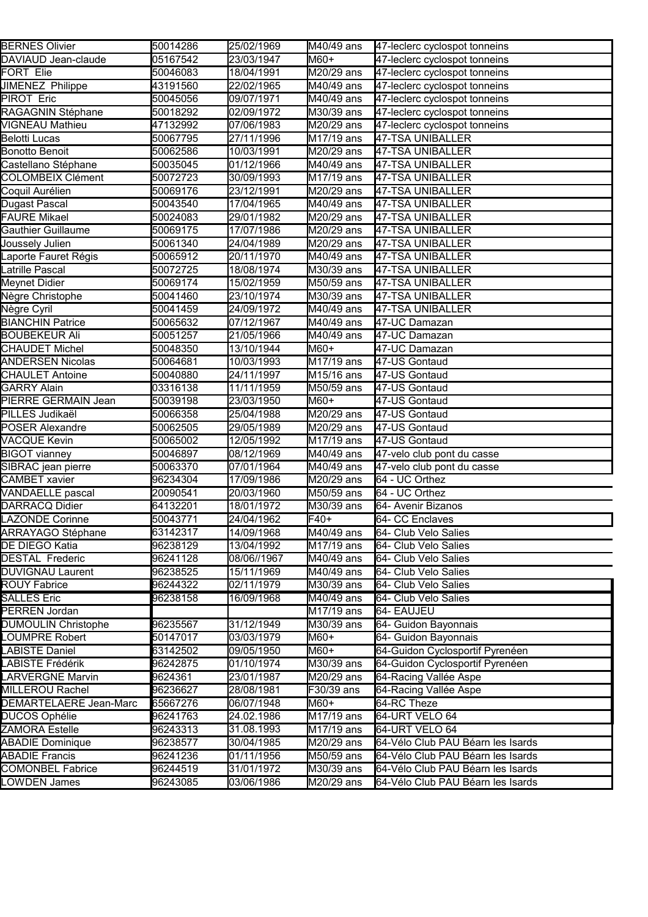| | | | | |
|---|---|---|---|---|
| BERNES Olivier | 50014286 | 25/02/1969 | M40/49 ans | 47-leclerc cyclospot tonneins |
| DAVIAUD Jean-claude | 05167542 | 23/03/1947 | M60+ | 47-leclerc cyclospot tonneins |
| FORT Elie | 50046083 | 18/04/1991 | M20/29 ans | 47-leclerc cyclospot tonneins |
| JIMENEZ Philippe | 43191560 | 22/02/1965 | M40/49 ans | 47-leclerc cyclospot tonneins |
| PIROT Eric | 50045056 | 09/07/1971 | M40/49 ans | 47-leclerc cyclospot tonneins |
| RAGAGNIN Stéphane | 50018292 | 02/09/1972 | M30/39 ans | 47-leclerc cyclospot tonneins |
| VIGNEAU Mathieu | 47132992 | 07/06/1983 | M20/29 ans | 47-leclerc cyclospot tonneins |
| Belotti Lucas | 50067795 | 27/11/1996 | M17/19 ans | 47-TSA UNIBALLER |
| Bonotto Benoit | 50062586 | 10/03/1991 | M20/29 ans | 47-TSA UNIBALLER |
| Castellano Stéphane | 50035045 | 01/12/1966 | M40/49 ans | 47-TSA UNIBALLER |
| COLOMBEIX Clément | 50072723 | 30/09/1993 | M17/19 ans | 47-TSA UNIBALLER |
| Coquil Aurélien | 50069176 | 23/12/1991 | M20/29 ans | 47-TSA UNIBALLER |
| Dugast Pascal | 50043540 | 17/04/1965 | M40/49 ans | 47-TSA UNIBALLER |
| FAURE Mikael | 50024083 | 29/01/1982 | M20/29 ans | 47-TSA UNIBALLER |
| Gauthier Guillaume | 50069175 | 17/07/1986 | M20/29 ans | 47-TSA UNIBALLER |
| Joussely Julien | 50061340 | 24/04/1989 | M20/29 ans | 47-TSA UNIBALLER |
| Laporte Fauret Régis | 50065912 | 20/11/1970 | M40/49 ans | 47-TSA UNIBALLER |
| Latrille Pascal | 50072725 | 18/08/1974 | M30/39 ans | 47-TSA UNIBALLER |
| Meynet Didier | 50069174 | 15/02/1959 | M50/59 ans | 47-TSA UNIBALLER |
| Nègre Christophe | 50041460 | 23/10/1974 | M30/39 ans | 47-TSA UNIBALLER |
| Nègre Cyril | 50041459 | 24/09/1972 | M40/49 ans | 47-TSA UNIBALLER |
| BIANCHIN Patrice | 50065632 | 07/12/1967 | M40/49 ans | 47-UC Damazan |
| BOUBEKEUR Ali | 50051257 | 21/05/1966 | M40/49 ans | 47-UC Damazan |
| CHAUDET Michel | 50048350 | 13/10/1944 | M60+ | 47-UC Damazan |
| ANDERSEN Nicolas | 50064681 | 10/03/1993 | M17/19 ans | 47-US Gontaud |
| CHAULET Antoine | 50040880 | 24/11/1997 | M15/16 ans | 47-US Gontaud |
| GARRY Alain | 03316138 | 11/11/1959 | M50/59 ans | 47-US Gontaud |
| PIERRE GERMAIN Jean | 50039198 | 23/03/1950 | M60+ | 47-US Gontaud |
| PILLES Judikaël | 50066358 | 25/04/1988 | M20/29 ans | 47-US Gontaud |
| POSER Alexandre | 50062505 | 29/05/1989 | M20/29 ans | 47-US Gontaud |
| VACQUE Kevin | 50065002 | 12/05/1992 | M17/19 ans | 47-US Gontaud |
| BIGOT vianney | 50046897 | 08/12/1969 | M40/49 ans | 47-velo club pont du casse |
| SIBRAC jean pierre | 50063370 | 07/01/1964 | M40/49 ans | 47-velo club pont du casse |
| CAMBET xavier | 96234304 | 17/09/1986 | M20/29 ans | 64 - UC Orthez |
| VANDAELLE pascal | 20090541 | 20/03/1960 | M50/59 ans | 64 - UC Orthez |
| DARRACQ Didier | 64132201 | 18/01/1972 | M30/39 ans | 64- Avenir Bizanos |
| LAZONDE Corinne | 50043771 | 24/04/1962 | F40+ | 64- CC Enclaves |
| ARRAYAGO Stéphane | 63142317 | 14/09/1968 | M40/49 ans | 64- Club Velo Salies |
| DE DIEGO Katia | 96238129 | 13/04/1992 | M17/19 ans | 64- Club Velo Salies |
| DESTAL Frederic | 96241128 | 08/06//1967 | M40/49 ans | 64- Club Velo Salies |
| DUVIGNAU Laurent | 96238525 | 15/11/1969 | M40/49 ans | 64- Club Velo Salies |
| ROUY Fabrice | 96244322 | 02/11/1979 | M30/39 ans | 64- Club Velo Salies |
| SALLES Eric | 96238158 | 16/09/1968 | M40/49 ans | 64- Club Velo Salies |
| PERREN Jordan | | | M17/19 ans | 64- EAUJEU |
| DUMOULIN Christophe | 96235567 | 31/12/1949 | M30/39 ans | 64- Guidon Bayonnais |
| LOUMPRE Robert | 50147017 | 03/03/1979 | M60+ | 64- Guidon Bayonnais |
| LABISTE Daniel | 63142502 | 09/05/1950 | M60+ | 64-Guidon Cyclosportif Pyrenéen |
| LABISTE Frédérik | 96242875 | 01/10/1974 | M30/39 ans | 64-Guidon Cyclosportif Pyrenéen |
| LARVERGNE Marvin | 9624361 | 23/01/1987 | M20/29 ans | 64-Racing Vallée Aspe |
| MILLEROU Rachel | 96236627 | 28/08/1981 | F30/39 ans | 64-Racing Vallée Aspe |
| DEMARTELAERE Jean-Marc | 65667276 | 06/07/1948 | M60+ | 64-RC Theze |
| DUCOS Ophélie | 96241763 | 24.02.1986 | M17/19 ans | 64-URT VELO 64 |
| ZAMORA Estelle | 96243313 | 31.08.1993 | M17/19 ans | 64-URT VELO 64 |
| ABADIE Dominique | 96238577 | 30/04/1985 | M20/29 ans | 64-Vélo Club PAU Béarn les Isards |
| ABADIE Francis | 96241236 | 01/11/1956 | M50/59 ans | 64-Vélo Club PAU Béarn les Isards |
| COMONBEL Fabrice | 96244519 | 31/01/1972 | M30/39 ans | 64-Vélo Club PAU Béarn les Isards |
| LOWDEN James | 96243085 | 03/06/1986 | M20/29 ans | 64-Vélo Club PAU Béarn les Isards |